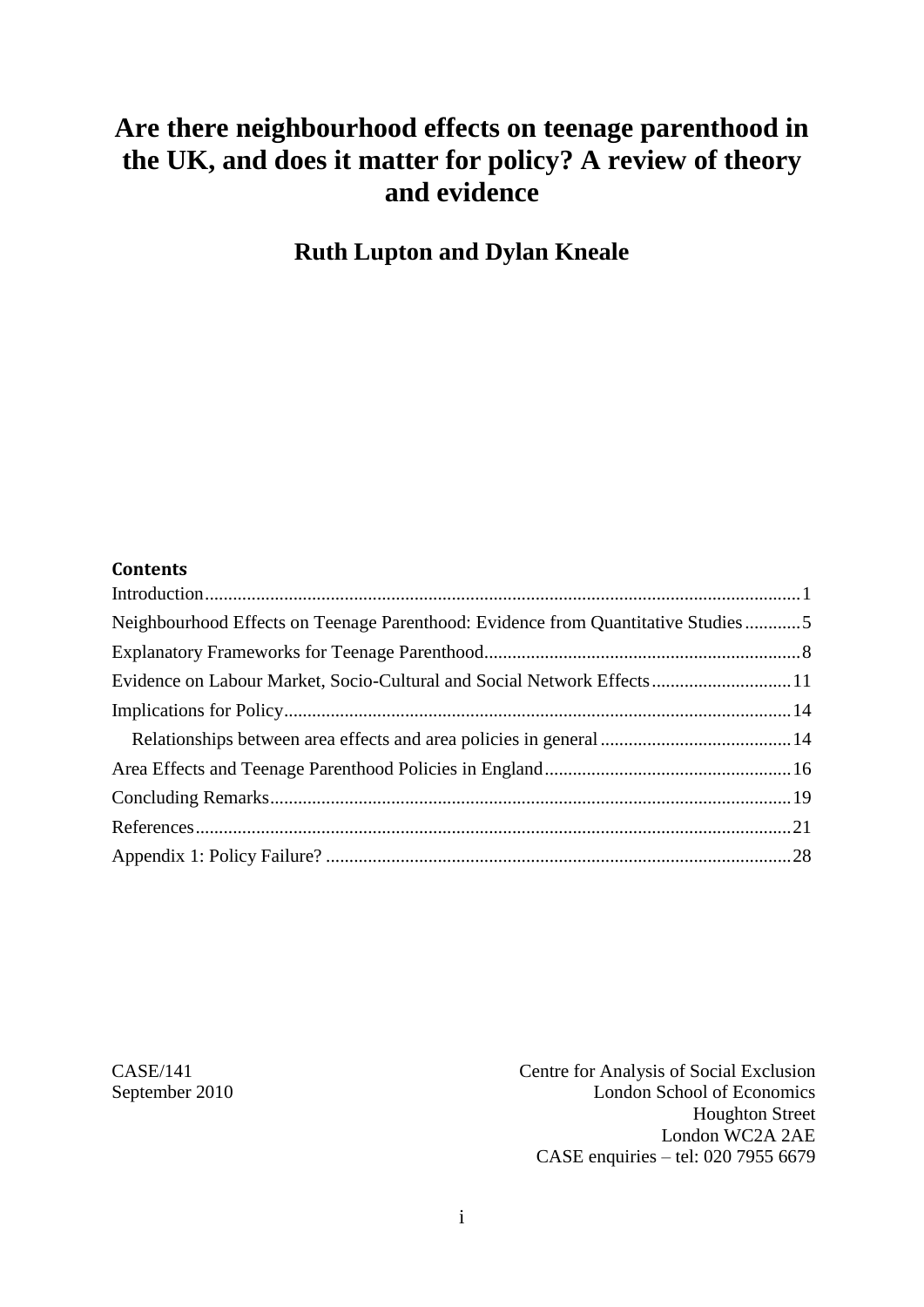# Are there neighbourhood effects on teenage parenthood in the UK, and does it matter for policy? A review of theory and evidence

## Ruth Lupton and Dylan Kneale

**Contents**

Introduction ........................................................................................................................1
Neighbourhood Effects on Teenage Parenthood: Evidence from Quantitative Studies ............5
Explanatory Frameworks for Teenage Parenthood....................................................................8
Evidence on Labour Market, Socio-Cultural and Social Network Effects .............................11
Implications for Policy...........................................................................................................14
    Relationships between area effects and area policies in general .........................................14
Area Effects and Teenage Parenthood Policies in England.....................................................16
Concluding Remarks...............................................................................................................19
References...............................................................................................................................21
Appendix 1: Policy Failure? ...................................................................................................28

CASE/141
September 2010

Centre for Analysis of Social Exclusion
London School of Economics
Houghton Street
London WC2A 2AE
CASE enquiries – tel: 020 7955 6679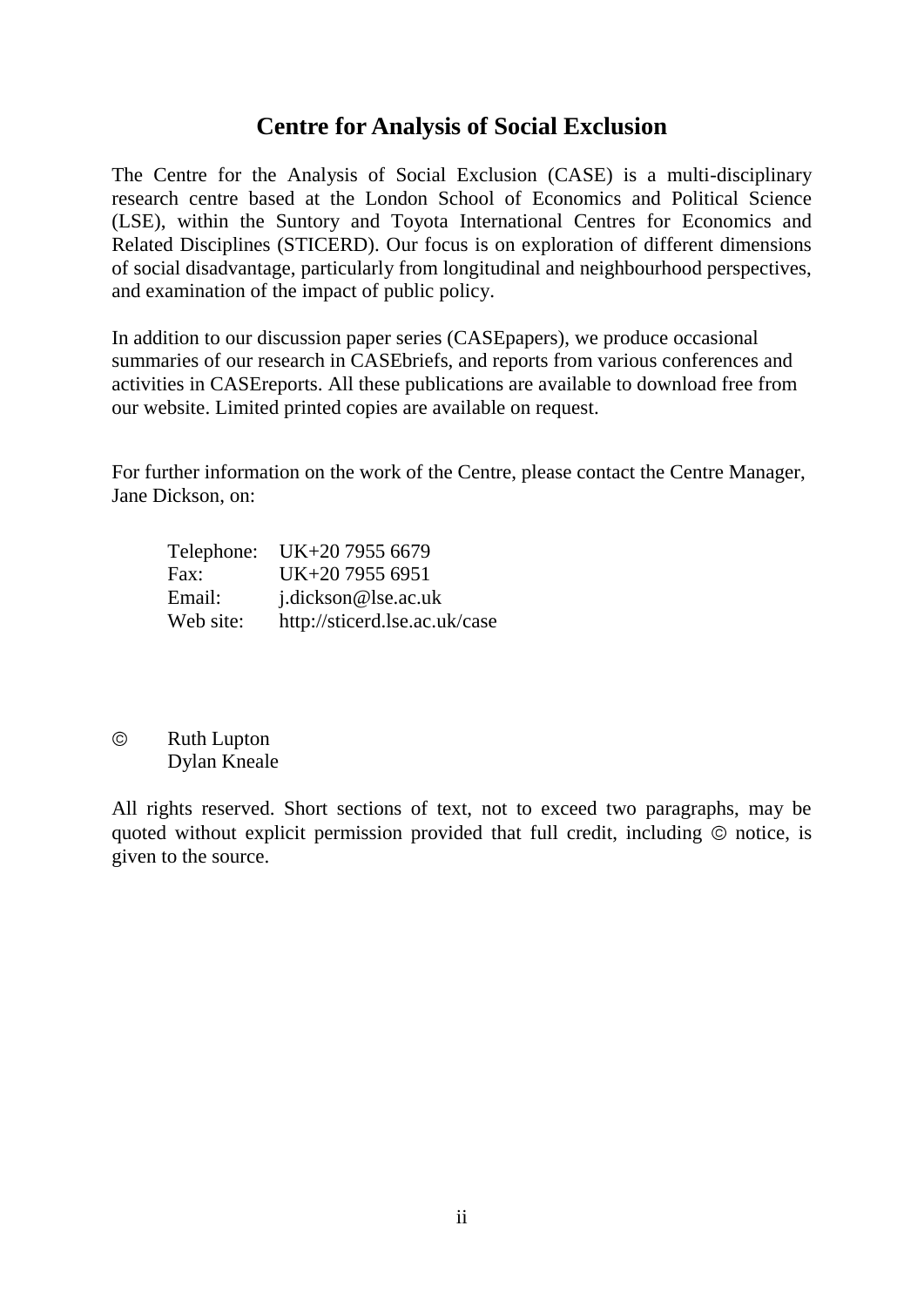# Centre for Analysis of Social Exclusion

The Centre for the Analysis of Social Exclusion (CASE) is a multi-disciplinary research centre based at the London School of Economics and Political Science (LSE), within the Suntory and Toyota International Centres for Economics and Related Disciplines (STICERD). Our focus is on exploration of different dimensions of social disadvantage, particularly from longitudinal and neighbourhood perspectives, and examination of the impact of public policy.

In addition to our discussion paper series (CASEpapers), we produce occasional summaries of our research in CASEbriefs, and reports from various conferences and activities in CASEreports. All these publications are available to download free from our website. Limited printed copies are available on request.

For further information on the work of the Centre, please contact the Centre Manager, Jane Dickson, on:

| | |
|---|---|
| Telephone: | UK+20 7955 6679 |
| Fax: | UK+20 7955 6951 |
| Email: | j.dickson@lse.ac.uk |
| Web site: | http://sticerd.lse.ac.uk/case |

© Ruth Lupton
Dylan Kneale

All rights reserved. Short sections of text, not to exceed two paragraphs, may be quoted without explicit permission provided that full credit, including © notice, is given to the source.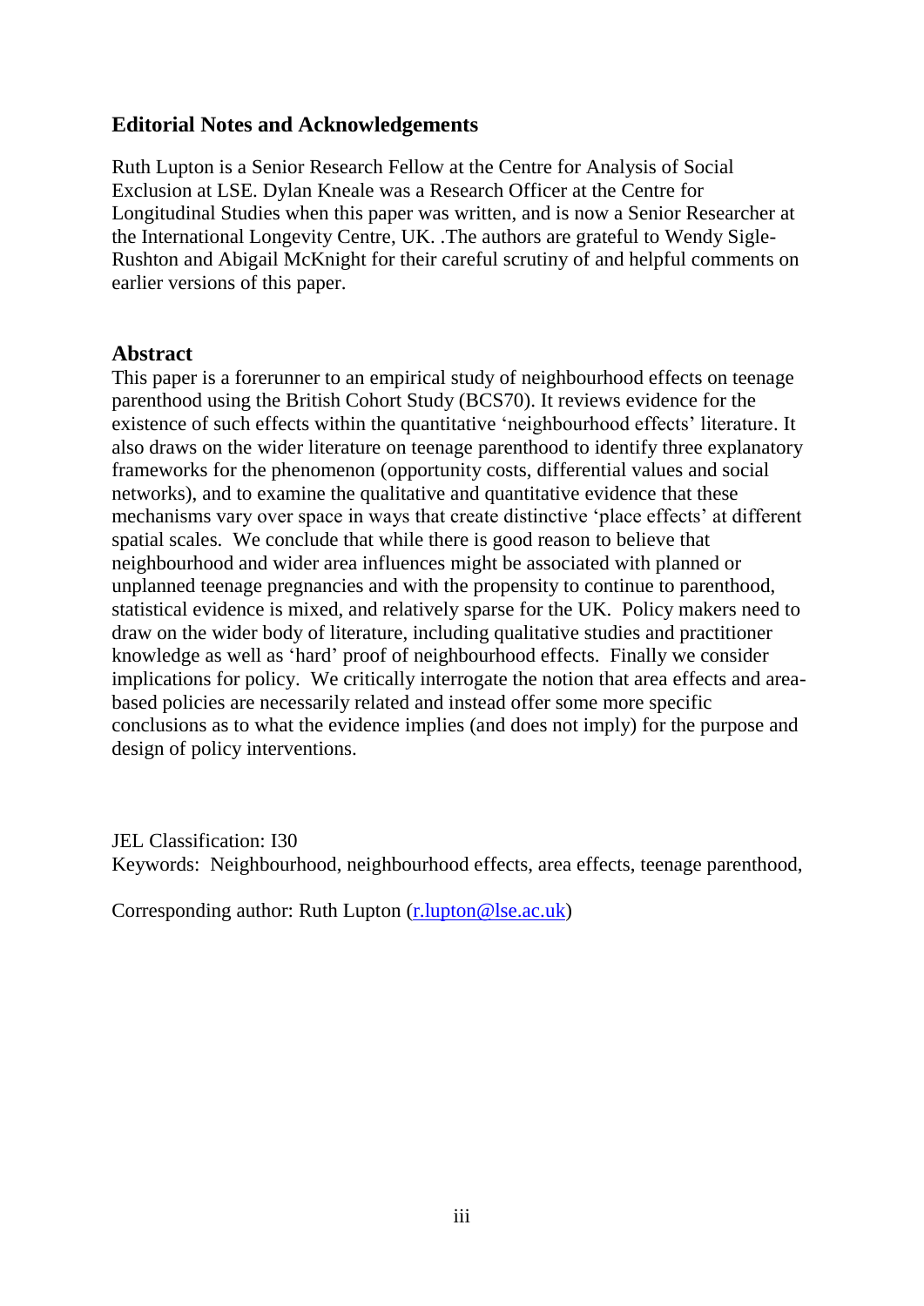## Editorial Notes and Acknowledgements

Ruth Lupton is a Senior Research Fellow at the Centre for Analysis of Social Exclusion at LSE. Dylan Kneale was a Research Officer at the Centre for Longitudinal Studies when this paper was written, and is now a Senior Researcher at the International Longevity Centre, UK. .The authors are grateful to Wendy Sigle-Rushton and Abigail McKnight for their careful scrutiny of and helpful comments on earlier versions of this paper.

## Abstract

This paper is a forerunner to an empirical study of neighbourhood effects on teenage parenthood using the British Cohort Study (BCS70). It reviews evidence for the existence of such effects within the quantitative 'neighbourhood effects' literature. It also draws on the wider literature on teenage parenthood to identify three explanatory frameworks for the phenomenon (opportunity costs, differential values and social networks), and to examine the qualitative and quantitative evidence that these mechanisms vary over space in ways that create distinctive 'place effects' at different spatial scales. We conclude that while there is good reason to believe that neighbourhood and wider area influences might be associated with planned or unplanned teenage pregnancies and with the propensity to continue to parenthood, statistical evidence is mixed, and relatively sparse for the UK. Policy makers need to draw on the wider body of literature, including qualitative studies and practitioner knowledge as well as 'hard' proof of neighbourhood effects. Finally we consider implications for policy. We critically interrogate the notion that area effects and area-based policies are necessarily related and instead offer some more specific conclusions as to what the evidence implies (and does not imply) for the purpose and design of policy interventions.

JEL Classification: I30
Keywords: Neighbourhood, neighbourhood effects, area effects, teenage parenthood,

Corresponding author: Ruth Lupton (r.lupton@lse.ac.uk)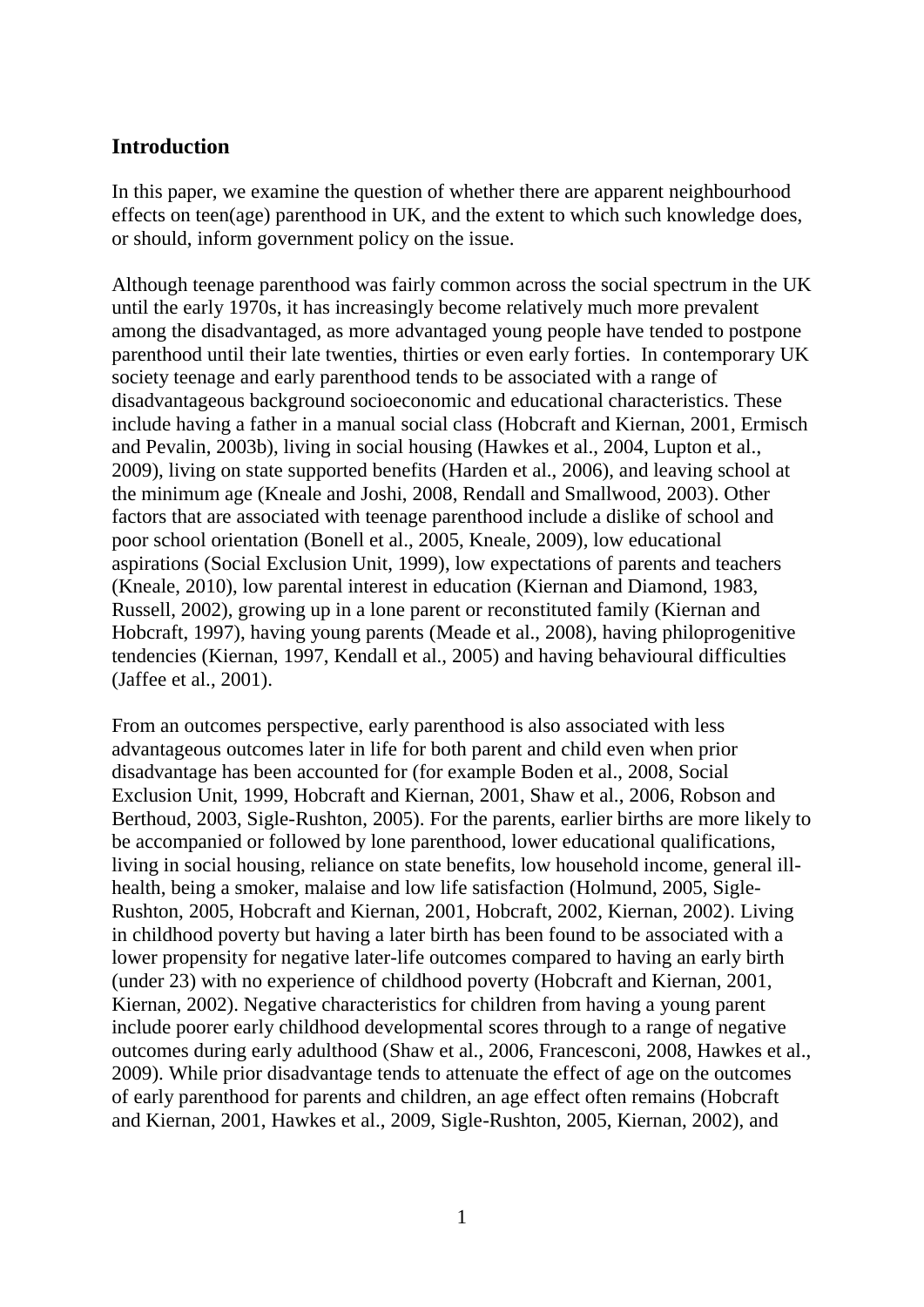## Introduction

In this paper, we examine the question of whether there are apparent neighbourhood effects on teen(age) parenthood in UK, and the extent to which such knowledge does, or should, inform government policy on the issue.

Although teenage parenthood was fairly common across the social spectrum in the UK until the early 1970s, it has increasingly become relatively much more prevalent among the disadvantaged, as more advantaged young people have tended to postpone parenthood until their late twenties, thirties or even early forties. In contemporary UK society teenage and early parenthood tends to be associated with a range of disadvantageous background socioeconomic and educational characteristics. These include having a father in a manual social class (Hobcraft and Kiernan, 2001, Ermisch and Pevalin, 2003b), living in social housing (Hawkes et al., 2004, Lupton et al., 2009), living on state supported benefits (Harden et al., 2006), and leaving school at the minimum age (Kneale and Joshi, 2008, Rendall and Smallwood, 2003). Other factors that are associated with teenage parenthood include a dislike of school and poor school orientation (Bonell et al., 2005, Kneale, 2009), low educational aspirations (Social Exclusion Unit, 1999), low expectations of parents and teachers (Kneale, 2010), low parental interest in education (Kiernan and Diamond, 1983, Russell, 2002), growing up in a lone parent or reconstituted family (Kiernan and Hobcraft, 1997), having young parents (Meade et al., 2008), having philoprogenitive tendencies (Kiernan, 1997, Kendall et al., 2005) and having behavioural difficulties (Jaffee et al., 2001).

From an outcomes perspective, early parenthood is also associated with less advantageous outcomes later in life for both parent and child even when prior disadvantage has been accounted for (for example Boden et al., 2008, Social Exclusion Unit, 1999, Hobcraft and Kiernan, 2001, Shaw et al., 2006, Robson and Berthoud, 2003, Sigle-Rushton, 2005). For the parents, earlier births are more likely to be accompanied or followed by lone parenthood, lower educational qualifications, living in social housing, reliance on state benefits, low household income, general ill-health, being a smoker, malaise and low life satisfaction (Holmund, 2005, Sigle-Rushton, 2005, Hobcraft and Kiernan, 2001, Hobcraft, 2002, Kiernan, 2002). Living in childhood poverty but having a later birth has been found to be associated with a lower propensity for negative later-life outcomes compared to having an early birth (under 23) with no experience of childhood poverty (Hobcraft and Kiernan, 2001, Kiernan, 2002). Negative characteristics for children from having a young parent include poorer early childhood developmental scores through to a range of negative outcomes during early adulthood (Shaw et al., 2006, Francesconi, 2008, Hawkes et al., 2009). While prior disadvantage tends to attenuate the effect of age on the outcomes of early parenthood for parents and children, an age effect often remains (Hobcraft and Kiernan, 2001, Hawkes et al., 2009, Sigle-Rushton, 2005, Kiernan, 2002), and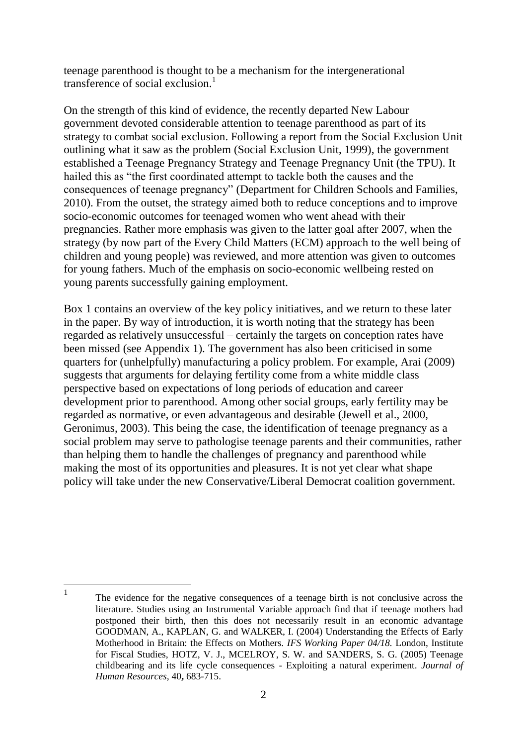teenage parenthood is thought to be a mechanism for the intergenerational transference of social exclusion.[1]

On the strength of this kind of evidence, the recently departed New Labour government devoted considerable attention to teenage parenthood as part of its strategy to combat social exclusion. Following a report from the Social Exclusion Unit outlining what it saw as the problem (Social Exclusion Unit, 1999), the government established a Teenage Pregnancy Strategy and Teenage Pregnancy Unit (the TPU). It hailed this as "the first coordinated attempt to tackle both the causes and the consequences of teenage pregnancy" (Department for Children Schools and Families, 2010). From the outset, the strategy aimed both to reduce conceptions and to improve socio-economic outcomes for teenaged women who went ahead with their pregnancies. Rather more emphasis was given to the latter goal after 2007, when the strategy (by now part of the Every Child Matters (ECM) approach to the well being of children and young people) was reviewed, and more attention was given to outcomes for young fathers. Much of the emphasis on socio-economic wellbeing rested on young parents successfully gaining employment.

Box 1 contains an overview of the key policy initiatives, and we return to these later in the paper. By way of introduction, it is worth noting that the strategy has been regarded as relatively unsuccessful – certainly the targets on conception rates have been missed (see Appendix 1). The government has also been criticised in some quarters for (unhelpfully) manufacturing a policy problem. For example, Arai (2009) suggests that arguments for delaying fertility come from a white middle class perspective based on expectations of long periods of education and career development prior to parenthood. Among other social groups, early fertility may be regarded as normative, or even advantageous and desirable (Jewell et al., 2000, Geronimus, 2003). This being the case, the identification of teenage pregnancy as a social problem may serve to pathologise teenage parents and their communities, rather than helping them to handle the challenges of pregnancy and parenthood while making the most of its opportunities and pleasures. It is not yet clear what shape policy will take under the new Conservative/Liberal Democrat coalition government.

---

[1] The evidence for the negative consequences of a teenage birth is not conclusive across the literature. Studies using an Instrumental Variable approach find that if teenage mothers had postponed their birth, then this does not necessarily result in an economic advantage GOODMAN, A., KAPLAN, G. and WALKER, I. (2004) Understanding the Effects of Early Motherhood in Britain: the Effects on Mothers. *IFS Working Paper 04/18.* London, Institute for Fiscal Studies, HOTZ, V. J., MCELROY, S. W. and SANDERS, S. G. (2005) Teenage childbearing and its life cycle consequences - Exploiting a natural experiment. *Journal of Human Resources,* 40**,** 683-715.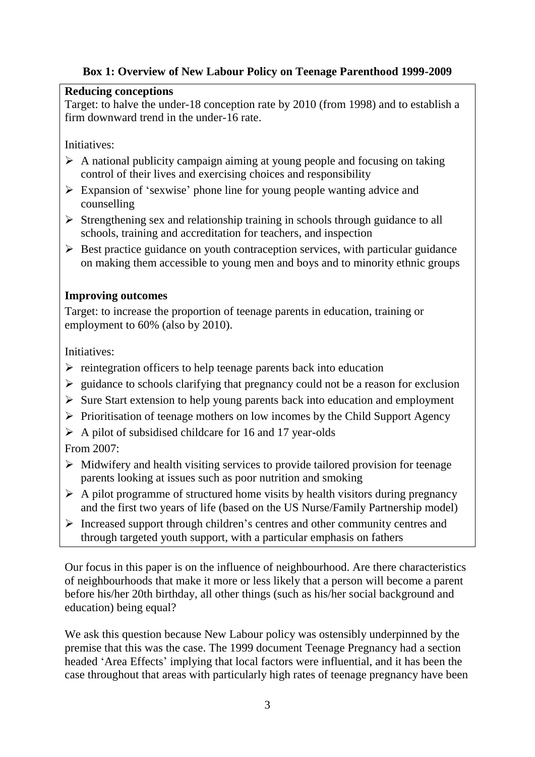**Box 1: Overview of New Labour Policy on Teenage Parenthood 1999-2009**

**Reducing conceptions**

Target: to halve the under-18 conception rate by 2010 (from 1998) and to establish a firm downward trend in the under-16 rate.

Initiatives:

- A national publicity campaign aiming at young people and focusing on taking control of their lives and exercising choices and responsibility
- Expansion of 'sexwise' phone line for young people wanting advice and counselling
- Strengthening sex and relationship training in schools through guidance to all schools, training and accreditation for teachers, and inspection
- Best practice guidance on youth contraception services, with particular guidance on making them accessible to young men and boys and to minority ethnic groups

**Improving outcomes**

Target: to increase the proportion of teenage parents in education, training or employment to 60% (also by 2010).

Initiatives:

- reintegration officers to help teenage parents back into education
- guidance to schools clarifying that pregnancy could not be a reason for exclusion
- Sure Start extension to help young parents back into education and employment
- Prioritisation of teenage mothers on low incomes by the Child Support Agency
- A pilot of subsidised childcare for 16 and 17 year-olds

From 2007:

- Midwifery and health visiting services to provide tailored provision for teenage parents looking at issues such as poor nutrition and smoking
- A pilot programme of structured home visits by health visitors during pregnancy and the first two years of life (based on the US Nurse/Family Partnership model)
- Increased support through children's centres and other community centres and through targeted youth support, with a particular emphasis on fathers

Our focus in this paper is on the influence of neighbourhood. Are there characteristics of neighbourhoods that make it more or less likely that a person will become a parent before his/her 20th birthday, all other things (such as his/her social background and education) being equal?

We ask this question because New Labour policy was ostensibly underpinned by the premise that this was the case. The 1999 document Teenage Pregnancy had a section headed 'Area Effects' implying that local factors were influential, and it has been the case throughout that areas with particularly high rates of teenage pregnancy have been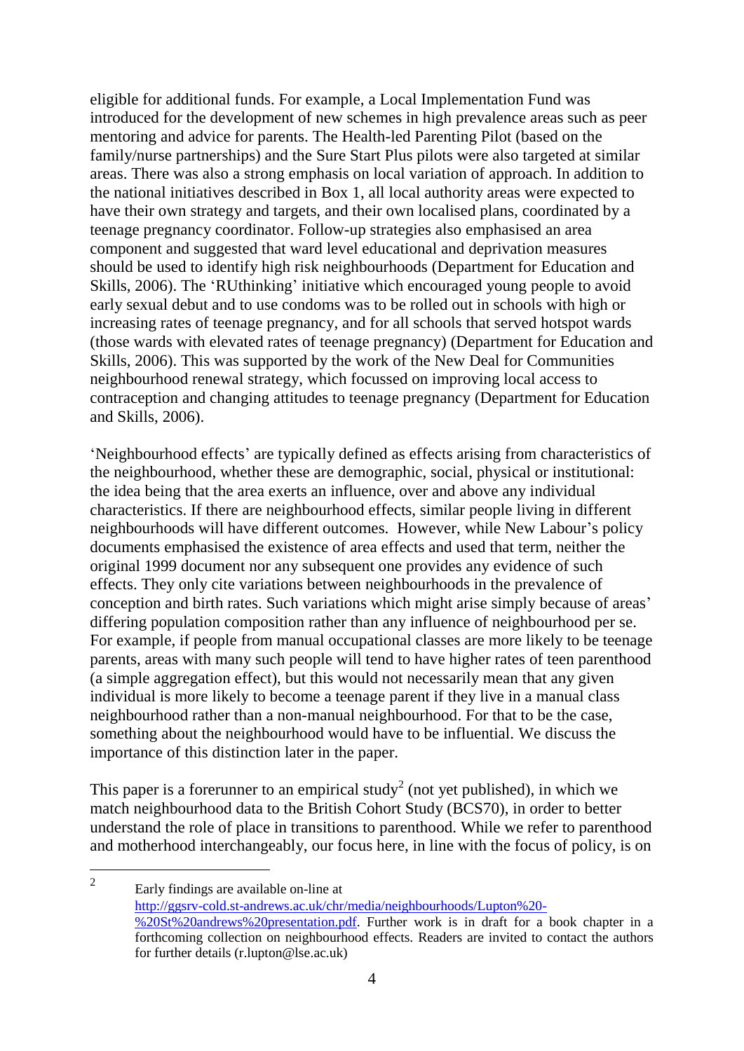eligible for additional funds. For example, a Local Implementation Fund was introduced for the development of new schemes in high prevalence areas such as peer mentoring and advice for parents. The Health-led Parenting Pilot (based on the family/nurse partnerships) and the Sure Start Plus pilots were also targeted at similar areas. There was also a strong emphasis on local variation of approach. In addition to the national initiatives described in Box 1, all local authority areas were expected to have their own strategy and targets, and their own localised plans, coordinated by a teenage pregnancy coordinator. Follow-up strategies also emphasised an area component and suggested that ward level educational and deprivation measures should be used to identify high risk neighbourhoods (Department for Education and Skills, 2006). The 'RUthinking' initiative which encouraged young people to avoid early sexual debut and to use condoms was to be rolled out in schools with high or increasing rates of teenage pregnancy, and for all schools that served hotspot wards (those wards with elevated rates of teenage pregnancy) (Department for Education and Skills, 2006). This was supported by the work of the New Deal for Communities neighbourhood renewal strategy, which focussed on improving local access to contraception and changing attitudes to teenage pregnancy (Department for Education and Skills, 2006).

'Neighbourhood effects' are typically defined as effects arising from characteristics of the neighbourhood, whether these are demographic, social, physical or institutional: the idea being that the area exerts an influence, over and above any individual characteristics. If there are neighbourhood effects, similar people living in different neighbourhoods will have different outcomes. However, while New Labour's policy documents emphasised the existence of area effects and used that term, neither the original 1999 document nor any subsequent one provides any evidence of such effects. They only cite variations between neighbourhoods in the prevalence of conception and birth rates. Such variations which might arise simply because of areas' differing population composition rather than any influence of neighbourhood per se. For example, if people from manual occupational classes are more likely to be teenage parents, areas with many such people will tend to have higher rates of teen parenthood (a simple aggregation effect), but this would not necessarily mean that any given individual is more likely to become a teenage parent if they live in a manual class neighbourhood rather than a non-manual neighbourhood. For that to be the case, something about the neighbourhood would have to be influential. We discuss the importance of this distinction later in the paper.

This paper is a forerunner to an empirical study[2] (not yet published), in which we match neighbourhood data to the British Cohort Study (BCS70), in order to better understand the role of place in transitions to parenthood. While we refer to parenthood and motherhood interchangeably, our focus here, in line with the focus of policy, is on

[2] Early findings are available on-line at http://ggsrv-cold.st-andrews.ac.uk/chr/media/neighbourhoods/Lupton%20-%20St%20andrews%20presentation.pdf. Further work is in draft for a book chapter in a forthcoming collection on neighbourhood effects. Readers are invited to contact the authors for further details (r.lupton@lse.ac.uk)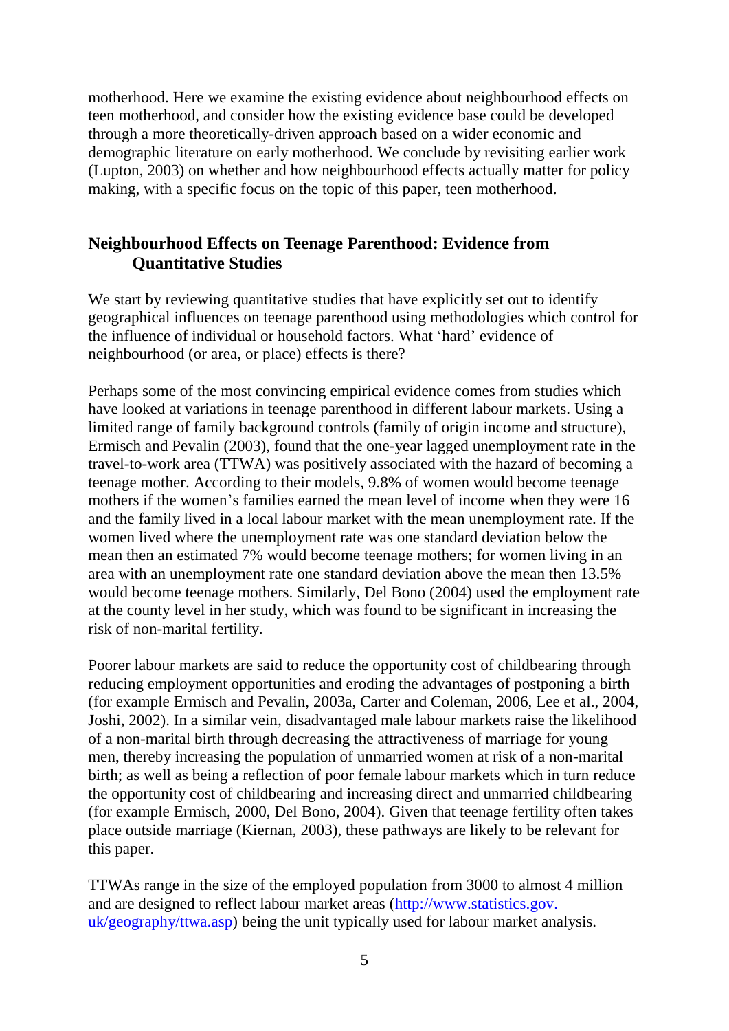motherhood. Here we examine the existing evidence about neighbourhood effects on teen motherhood, and consider how the existing evidence base could be developed through a more theoretically-driven approach based on a wider economic and demographic literature on early motherhood. We conclude by revisiting earlier work (Lupton, 2003) on whether and how neighbourhood effects actually matter for policy making, with a specific focus on the topic of this paper, teen motherhood.

## Neighbourhood Effects on Teenage Parenthood: Evidence from Quantitative Studies

We start by reviewing quantitative studies that have explicitly set out to identify geographical influences on teenage parenthood using methodologies which control for the influence of individual or household factors. What 'hard' evidence of neighbourhood (or area, or place) effects is there?

Perhaps some of the most convincing empirical evidence comes from studies which have looked at variations in teenage parenthood in different labour markets. Using a limited range of family background controls (family of origin income and structure), Ermisch and Pevalin (2003), found that the one-year lagged unemployment rate in the travel-to-work area (TTWA) was positively associated with the hazard of becoming a teenage mother. According to their models, 9.8% of women would become teenage mothers if the women's families earned the mean level of income when they were 16 and the family lived in a local labour market with the mean unemployment rate. If the women lived where the unemployment rate was one standard deviation below the mean then an estimated 7% would become teenage mothers; for women living in an area with an unemployment rate one standard deviation above the mean then 13.5% would become teenage mothers. Similarly, Del Bono (2004) used the employment rate at the county level in her study, which was found to be significant in increasing the risk of non-marital fertility.

Poorer labour markets are said to reduce the opportunity cost of childbearing through reducing employment opportunities and eroding the advantages of postponing a birth (for example Ermisch and Pevalin, 2003a, Carter and Coleman, 2006, Lee et al., 2004, Joshi, 2002). In a similar vein, disadvantaged male labour markets raise the likelihood of a non-marital birth through decreasing the attractiveness of marriage for young men, thereby increasing the population of unmarried women at risk of a non-marital birth; as well as being a reflection of poor female labour markets which in turn reduce the opportunity cost of childbearing and increasing direct and unmarried childbearing (for example Ermisch, 2000, Del Bono, 2004). Given that teenage fertility often takes place outside marriage (Kiernan, 2003), these pathways are likely to be relevant for this paper.

TTWAs range in the size of the employed population from 3000 to almost 4 million and are designed to reflect labour market areas (http://www.statistics.gov.uk/geography/ttwa.asp) being the unit typically used for labour market analysis.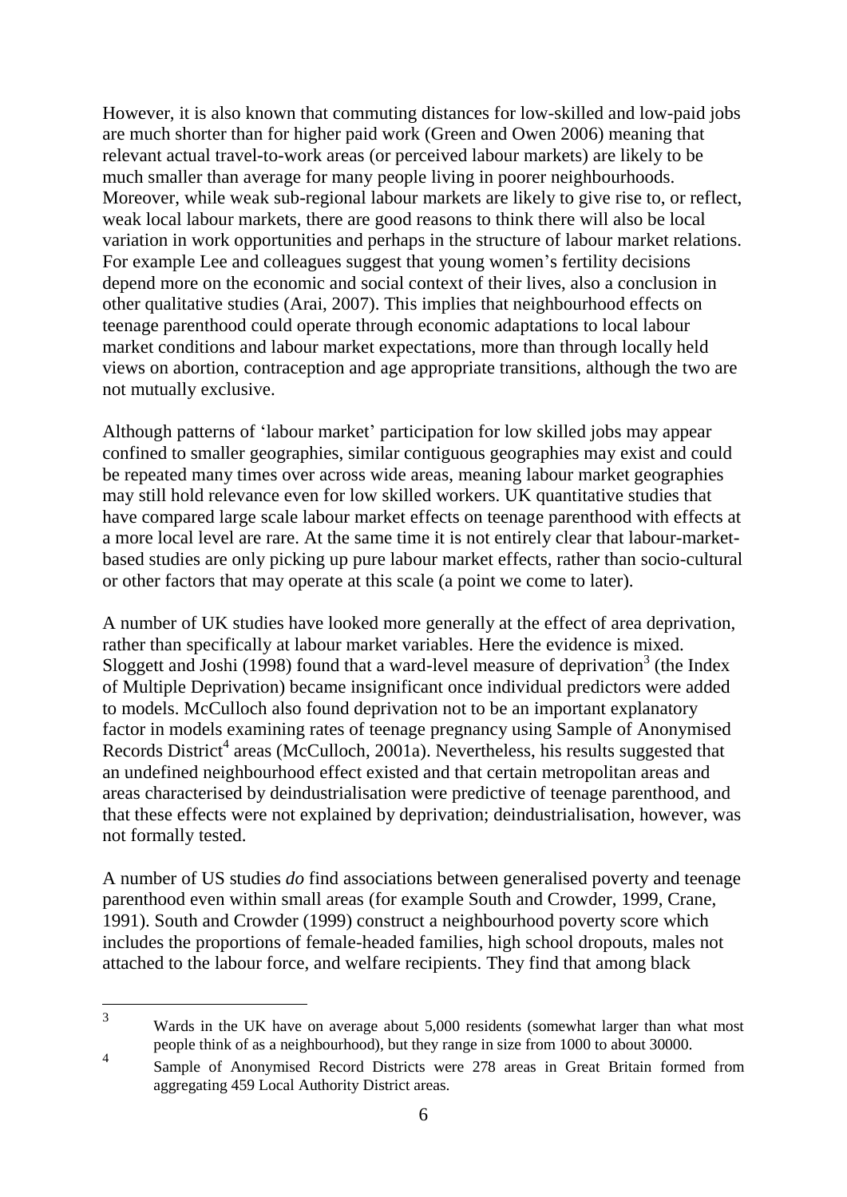However, it is also known that commuting distances for low-skilled and low-paid jobs are much shorter than for higher paid work (Green and Owen 2006) meaning that relevant actual travel-to-work areas (or perceived labour markets) are likely to be much smaller than average for many people living in poorer neighbourhoods. Moreover, while weak sub-regional labour markets are likely to give rise to, or reflect, weak local labour markets, there are good reasons to think there will also be local variation in work opportunities and perhaps in the structure of labour market relations. For example Lee and colleagues suggest that young women's fertility decisions depend more on the economic and social context of their lives, also a conclusion in other qualitative studies (Arai, 2007). This implies that neighbourhood effects on teenage parenthood could operate through economic adaptations to local labour market conditions and labour market expectations, more than through locally held views on abortion, contraception and age appropriate transitions, although the two are not mutually exclusive.

Although patterns of 'labour market' participation for low skilled jobs may appear confined to smaller geographies, similar contiguous geographies may exist and could be repeated many times over across wide areas, meaning labour market geographies may still hold relevance even for low skilled workers. UK quantitative studies that have compared large scale labour market effects on teenage parenthood with effects at a more local level are rare. At the same time it is not entirely clear that labour-market-based studies are only picking up pure labour market effects, rather than socio-cultural or other factors that may operate at this scale (a point we come to later).

A number of UK studies have looked more generally at the effect of area deprivation, rather than specifically at labour market variables. Here the evidence is mixed. Sloggett and Joshi (1998) found that a ward-level measure of deprivation[3] (the Index of Multiple Deprivation) became insignificant once individual predictors were added to models. McCulloch also found deprivation not to be an important explanatory factor in models examining rates of teenage pregnancy using Sample of Anonymised Records District[4] areas (McCulloch, 2001a). Nevertheless, his results suggested that an undefined neighbourhood effect existed and that certain metropolitan areas and areas characterised by deindustrialisation were predictive of teenage parenthood, and that these effects were not explained by deprivation; deindustrialisation, however, was not formally tested.

A number of US studies *do* find associations between generalised poverty and teenage parenthood even within small areas (for example South and Crowder, 1999, Crane, 1991). South and Crowder (1999) construct a neighbourhood poverty score which includes the proportions of female-headed families, high school dropouts, males not attached to the labour force, and welfare recipients. They find that among black

---

[3] Wards in the UK have on average about 5,000 residents (somewhat larger than what most people think of as a neighbourhood), but they range in size from 1000 to about 30000.

[4] Sample of Anonymised Record Districts were 278 areas in Great Britain formed from aggregating 459 Local Authority District areas.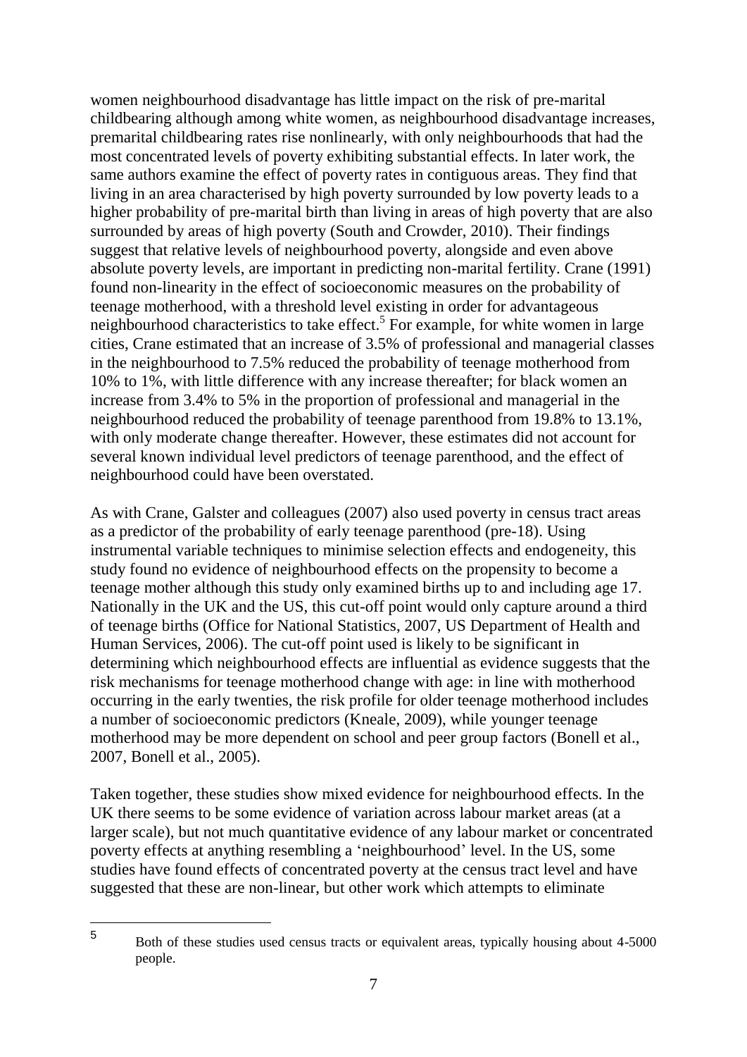women neighbourhood disadvantage has little impact on the risk of pre-marital childbearing although among white women, as neighbourhood disadvantage increases, premarital childbearing rates rise nonlinearly, with only neighbourhoods that had the most concentrated levels of poverty exhibiting substantial effects. In later work, the same authors examine the effect of poverty rates in contiguous areas. They find that living in an area characterised by high poverty surrounded by low poverty leads to a higher probability of pre-marital birth than living in areas of high poverty that are also surrounded by areas of high poverty (South and Crowder, 2010). Their findings suggest that relative levels of neighbourhood poverty, alongside and even above absolute poverty levels, are important in predicting non-marital fertility. Crane (1991) found non-linearity in the effect of socioeconomic measures on the probability of teenage motherhood, with a threshold level existing in order for advantageous neighbourhood characteristics to take effect.[5] For example, for white women in large cities, Crane estimated that an increase of 3.5% of professional and managerial classes in the neighbourhood to 7.5% reduced the probability of teenage motherhood from 10% to 1%, with little difference with any increase thereafter; for black women an increase from 3.4% to 5% in the proportion of professional and managerial in the neighbourhood reduced the probability of teenage parenthood from 19.8% to 13.1%, with only moderate change thereafter. However, these estimates did not account for several known individual level predictors of teenage parenthood, and the effect of neighbourhood could have been overstated.

As with Crane, Galster and colleagues (2007) also used poverty in census tract areas as a predictor of the probability of early teenage parenthood (pre-18). Using instrumental variable techniques to minimise selection effects and endogeneity, this study found no evidence of neighbourhood effects on the propensity to become a teenage mother although this study only examined births up to and including age 17. Nationally in the UK and the US, this cut-off point would only capture around a third of teenage births (Office for National Statistics, 2007, US Department of Health and Human Services, 2006). The cut-off point used is likely to be significant in determining which neighbourhood effects are influential as evidence suggests that the risk mechanisms for teenage motherhood change with age: in line with motherhood occurring in the early twenties, the risk profile for older teenage motherhood includes a number of socioeconomic predictors (Kneale, 2009), while younger teenage motherhood may be more dependent on school and peer group factors (Bonell et al., 2007, Bonell et al., 2005).

Taken together, these studies show mixed evidence for neighbourhood effects. In the UK there seems to be some evidence of variation across labour market areas (at a larger scale), but not much quantitative evidence of any labour market or concentrated poverty effects at anything resembling a 'neighbourhood' level. In the US, some studies have found effects of concentrated poverty at the census tract level and have suggested that these are non-linear, but other work which attempts to eliminate

[5] Both of these studies used census tracts or equivalent areas, typically housing about 4-5000 people.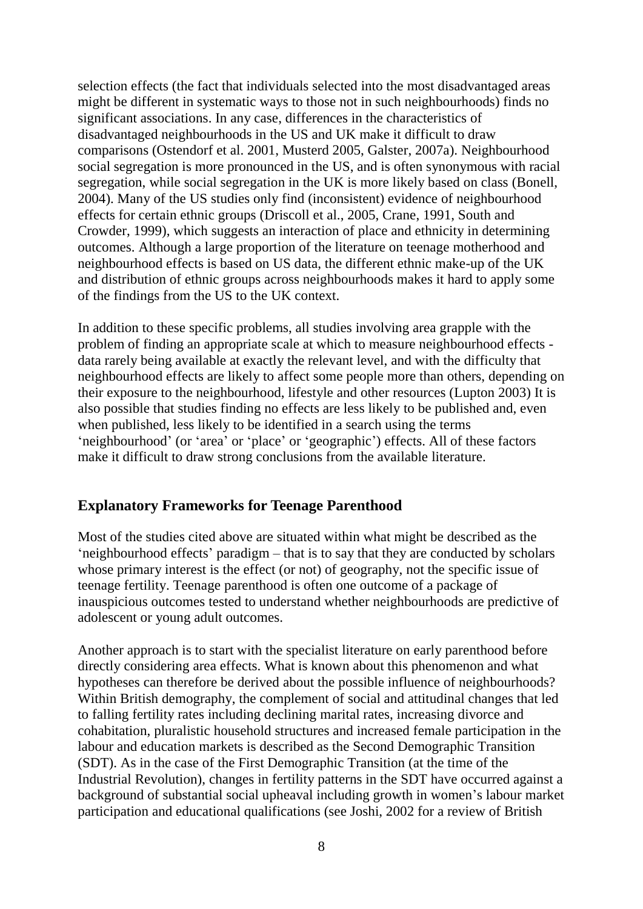selection effects (the fact that individuals selected into the most disadvantaged areas might be different in systematic ways to those not in such neighbourhoods) finds no significant associations. In any case, differences in the characteristics of disadvantaged neighbourhoods in the US and UK make it difficult to draw comparisons (Ostendorf et al. 2001, Musterd 2005, Galster, 2007a). Neighbourhood social segregation is more pronounced in the US, and is often synonymous with racial segregation, while social segregation in the UK is more likely based on class (Bonell, 2004). Many of the US studies only find (inconsistent) evidence of neighbourhood effects for certain ethnic groups (Driscoll et al., 2005, Crane, 1991, South and Crowder, 1999), which suggests an interaction of place and ethnicity in determining outcomes. Although a large proportion of the literature on teenage motherhood and neighbourhood effects is based on US data, the different ethnic make-up of the UK and distribution of ethnic groups across neighbourhoods makes it hard to apply some of the findings from the US to the UK context.

In addition to these specific problems, all studies involving area grapple with the problem of finding an appropriate scale at which to measure neighbourhood effects - data rarely being available at exactly the relevant level, and with the difficulty that neighbourhood effects are likely to affect some people more than others, depending on their exposure to the neighbourhood, lifestyle and other resources (Lupton 2003) It is also possible that studies finding no effects are less likely to be published and, even when published, less likely to be identified in a search using the terms 'neighbourhood' (or 'area' or 'place' or 'geographic') effects. All of these factors make it difficult to draw strong conclusions from the available literature.

## Explanatory Frameworks for Teenage Parenthood

Most of the studies cited above are situated within what might be described as the 'neighbourhood effects' paradigm – that is to say that they are conducted by scholars whose primary interest is the effect (or not) of geography, not the specific issue of teenage fertility. Teenage parenthood is often one outcome of a package of inauspicious outcomes tested to understand whether neighbourhoods are predictive of adolescent or young adult outcomes.

Another approach is to start with the specialist literature on early parenthood before directly considering area effects. What is known about this phenomenon and what hypotheses can therefore be derived about the possible influence of neighbourhoods? Within British demography, the complement of social and attitudinal changes that led to falling fertility rates including declining marital rates, increasing divorce and cohabitation, pluralistic household structures and increased female participation in the labour and education markets is described as the Second Demographic Transition (SDT). As in the case of the First Demographic Transition (at the time of the Industrial Revolution), changes in fertility patterns in the SDT have occurred against a background of substantial social upheaval including growth in women's labour market participation and educational qualifications (see Joshi, 2002 for a review of British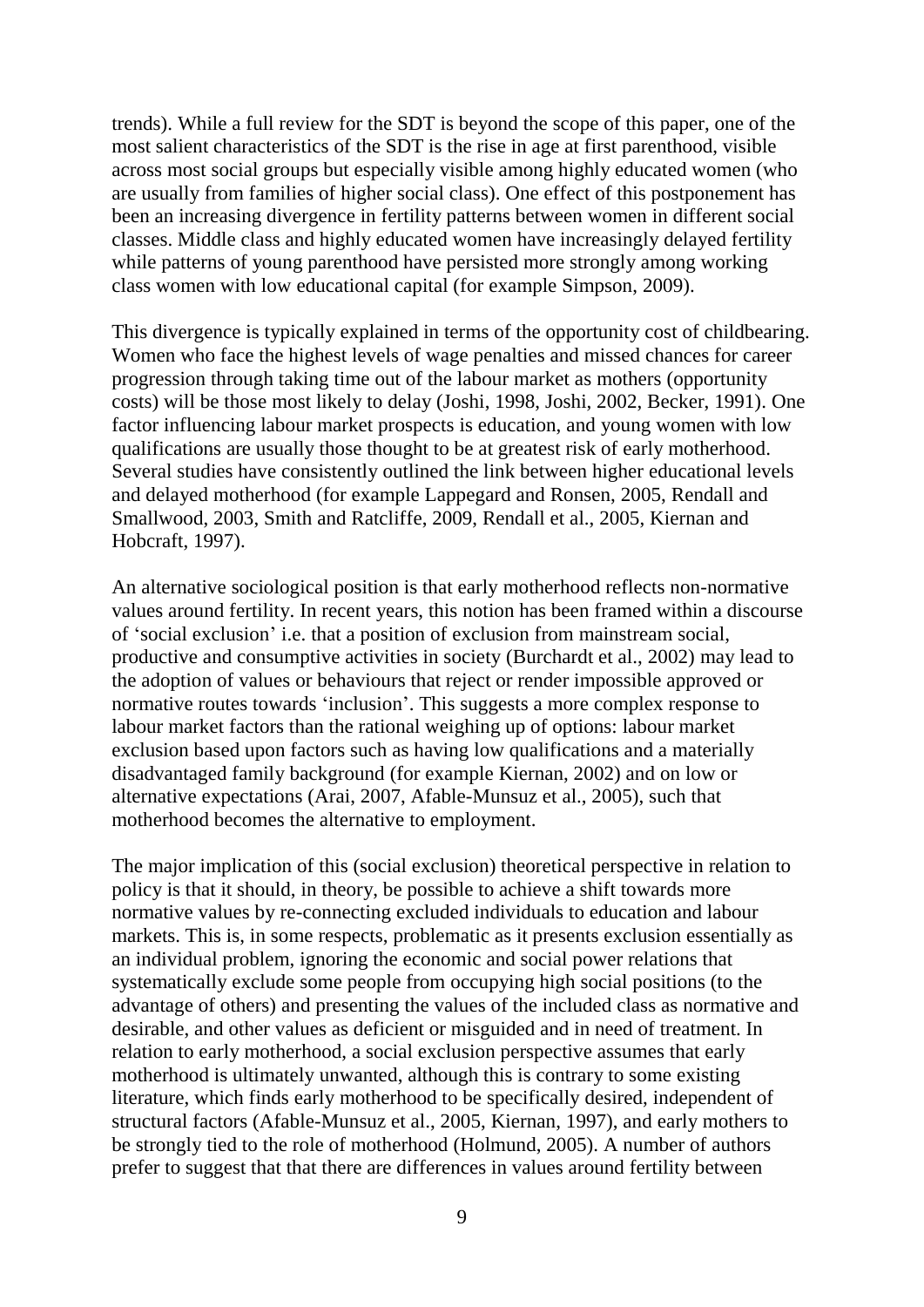trends). While a full review for the SDT is beyond the scope of this paper, one of the most salient characteristics of the SDT is the rise in age at first parenthood, visible across most social groups but especially visible among highly educated women (who are usually from families of higher social class). One effect of this postponement has been an increasing divergence in fertility patterns between women in different social classes. Middle class and highly educated women have increasingly delayed fertility while patterns of young parenthood have persisted more strongly among working class women with low educational capital (for example Simpson, 2009).

This divergence is typically explained in terms of the opportunity cost of childbearing. Women who face the highest levels of wage penalties and missed chances for career progression through taking time out of the labour market as mothers (opportunity costs) will be those most likely to delay (Joshi, 1998, Joshi, 2002, Becker, 1991). One factor influencing labour market prospects is education, and young women with low qualifications are usually those thought to be at greatest risk of early motherhood. Several studies have consistently outlined the link between higher educational levels and delayed motherhood (for example Lappegard and Ronsen, 2005, Rendall and Smallwood, 2003, Smith and Ratcliffe, 2009, Rendall et al., 2005, Kiernan and Hobcraft, 1997).

An alternative sociological position is that early motherhood reflects non-normative values around fertility. In recent years, this notion has been framed within a discourse of 'social exclusion' i.e. that a position of exclusion from mainstream social, productive and consumptive activities in society (Burchardt et al., 2002) may lead to the adoption of values or behaviours that reject or render impossible approved or normative routes towards 'inclusion'. This suggests a more complex response to labour market factors than the rational weighing up of options: labour market exclusion based upon factors such as having low qualifications and a materially disadvantaged family background (for example Kiernan, 2002) and on low or alternative expectations (Arai, 2007, Afable-Munsuz et al., 2005), such that motherhood becomes the alternative to employment.

The major implication of this (social exclusion) theoretical perspective in relation to policy is that it should, in theory, be possible to achieve a shift towards more normative values by re-connecting excluded individuals to education and labour markets. This is, in some respects, problematic as it presents exclusion essentially as an individual problem, ignoring the economic and social power relations that systematically exclude some people from occupying high social positions (to the advantage of others) and presenting the values of the included class as normative and desirable, and other values as deficient or misguided and in need of treatment. In relation to early motherhood, a social exclusion perspective assumes that early motherhood is ultimately unwanted, although this is contrary to some existing literature, which finds early motherhood to be specifically desired, independent of structural factors (Afable-Munsuz et al., 2005, Kiernan, 1997), and early mothers to be strongly tied to the role of motherhood (Holmund, 2005). A number of authors prefer to suggest that that there are differences in values around fertility between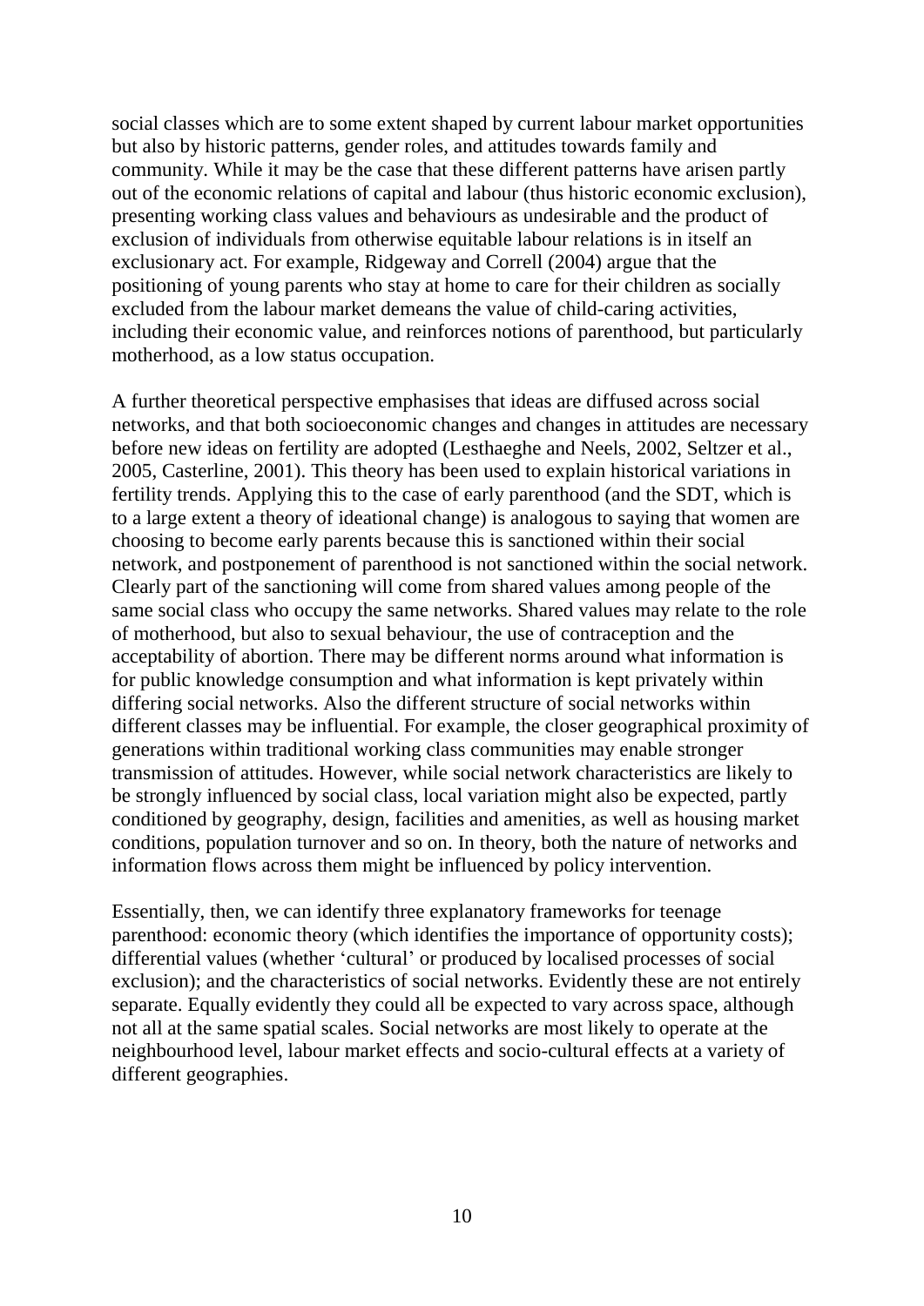social classes which are to some extent shaped by current labour market opportunities but also by historic patterns, gender roles, and attitudes towards family and community. While it may be the case that these different patterns have arisen partly out of the economic relations of capital and labour (thus historic economic exclusion), presenting working class values and behaviours as undesirable and the product of exclusion of individuals from otherwise equitable labour relations is in itself an exclusionary act. For example, Ridgeway and Correll (2004) argue that the positioning of young parents who stay at home to care for their children as socially excluded from the labour market demeans the value of child-caring activities, including their economic value, and reinforces notions of parenthood, but particularly motherhood, as a low status occupation.

A further theoretical perspective emphasises that ideas are diffused across social networks, and that both socioeconomic changes and changes in attitudes are necessary before new ideas on fertility are adopted (Lesthaeghe and Neels, 2002, Seltzer et al., 2005, Casterline, 2001). This theory has been used to explain historical variations in fertility trends. Applying this to the case of early parenthood (and the SDT, which is to a large extent a theory of ideational change) is analogous to saying that women are choosing to become early parents because this is sanctioned within their social network, and postponement of parenthood is not sanctioned within the social network. Clearly part of the sanctioning will come from shared values among people of the same social class who occupy the same networks. Shared values may relate to the role of motherhood, but also to sexual behaviour, the use of contraception and the acceptability of abortion. There may be different norms around what information is for public knowledge consumption and what information is kept privately within differing social networks. Also the different structure of social networks within different classes may be influential. For example, the closer geographical proximity of generations within traditional working class communities may enable stronger transmission of attitudes. However, while social network characteristics are likely to be strongly influenced by social class, local variation might also be expected, partly conditioned by geography, design, facilities and amenities, as well as housing market conditions, population turnover and so on. In theory, both the nature of networks and information flows across them might be influenced by policy intervention.

Essentially, then, we can identify three explanatory frameworks for teenage parenthood: economic theory (which identifies the importance of opportunity costs); differential values (whether 'cultural' or produced by localised processes of social exclusion); and the characteristics of social networks. Evidently these are not entirely separate. Equally evidently they could all be expected to vary across space, although not all at the same spatial scales. Social networks are most likely to operate at the neighbourhood level, labour market effects and socio-cultural effects at a variety of different geographies.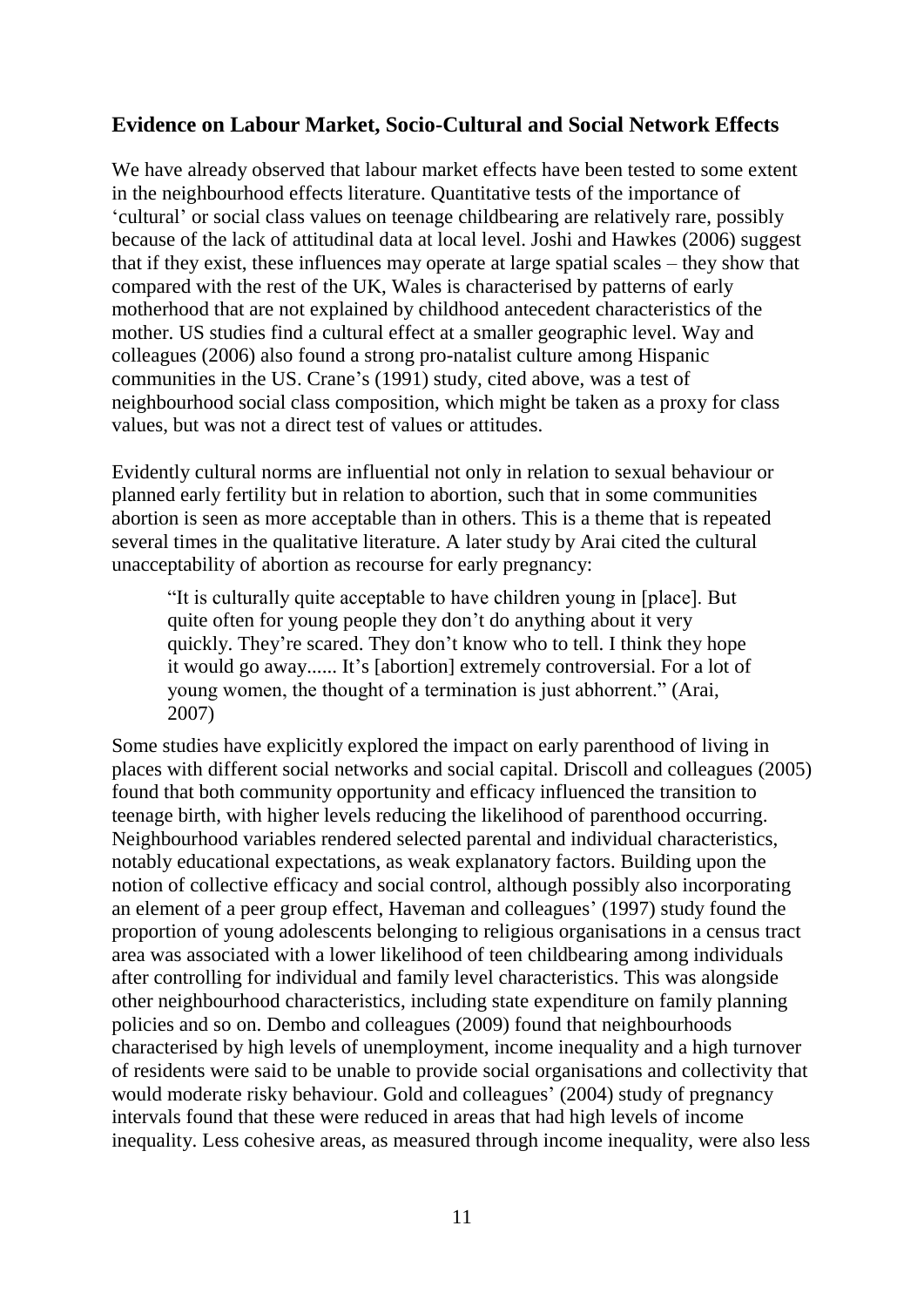## Evidence on Labour Market, Socio-Cultural and Social Network Effects

We have already observed that labour market effects have been tested to some extent in the neighbourhood effects literature. Quantitative tests of the importance of 'cultural' or social class values on teenage childbearing are relatively rare, possibly because of the lack of attitudinal data at local level. Joshi and Hawkes (2006) suggest that if they exist, these influences may operate at large spatial scales – they show that compared with the rest of the UK, Wales is characterised by patterns of early motherhood that are not explained by childhood antecedent characteristics of the mother. US studies find a cultural effect at a smaller geographic level. Way and colleagues (2006) also found a strong pro-natalist culture among Hispanic communities in the US. Crane's (1991) study, cited above, was a test of neighbourhood social class composition, which might be taken as a proxy for class values, but was not a direct test of values or attitudes.

Evidently cultural norms are influential not only in relation to sexual behaviour or planned early fertility but in relation to abortion, such that in some communities abortion is seen as more acceptable than in others. This is a theme that is repeated several times in the qualitative literature. A later study by Arai cited the cultural unacceptability of abortion as recourse for early pregnancy:

> "It is culturally quite acceptable to have children young in [place]. But quite often for young people they don't do anything about it very quickly. They're scared. They don't know who to tell. I think they hope it would go away...... It's [abortion] extremely controversial. For a lot of young women, the thought of a termination is just abhorrent." (Arai, 2007)

Some studies have explicitly explored the impact on early parenthood of living in places with different social networks and social capital. Driscoll and colleagues (2005) found that both community opportunity and efficacy influenced the transition to teenage birth, with higher levels reducing the likelihood of parenthood occurring. Neighbourhood variables rendered selected parental and individual characteristics, notably educational expectations, as weak explanatory factors. Building upon the notion of collective efficacy and social control, although possibly also incorporating an element of a peer group effect, Haveman and colleagues' (1997) study found the proportion of young adolescents belonging to religious organisations in a census tract area was associated with a lower likelihood of teen childbearing among individuals after controlling for individual and family level characteristics. This was alongside other neighbourhood characteristics, including state expenditure on family planning policies and so on. Dembo and colleagues (2009) found that neighbourhoods characterised by high levels of unemployment, income inequality and a high turnover of residents were said to be unable to provide social organisations and collectivity that would moderate risky behaviour. Gold and colleagues' (2004) study of pregnancy intervals found that these were reduced in areas that had high levels of income inequality. Less cohesive areas, as measured through income inequality, were also less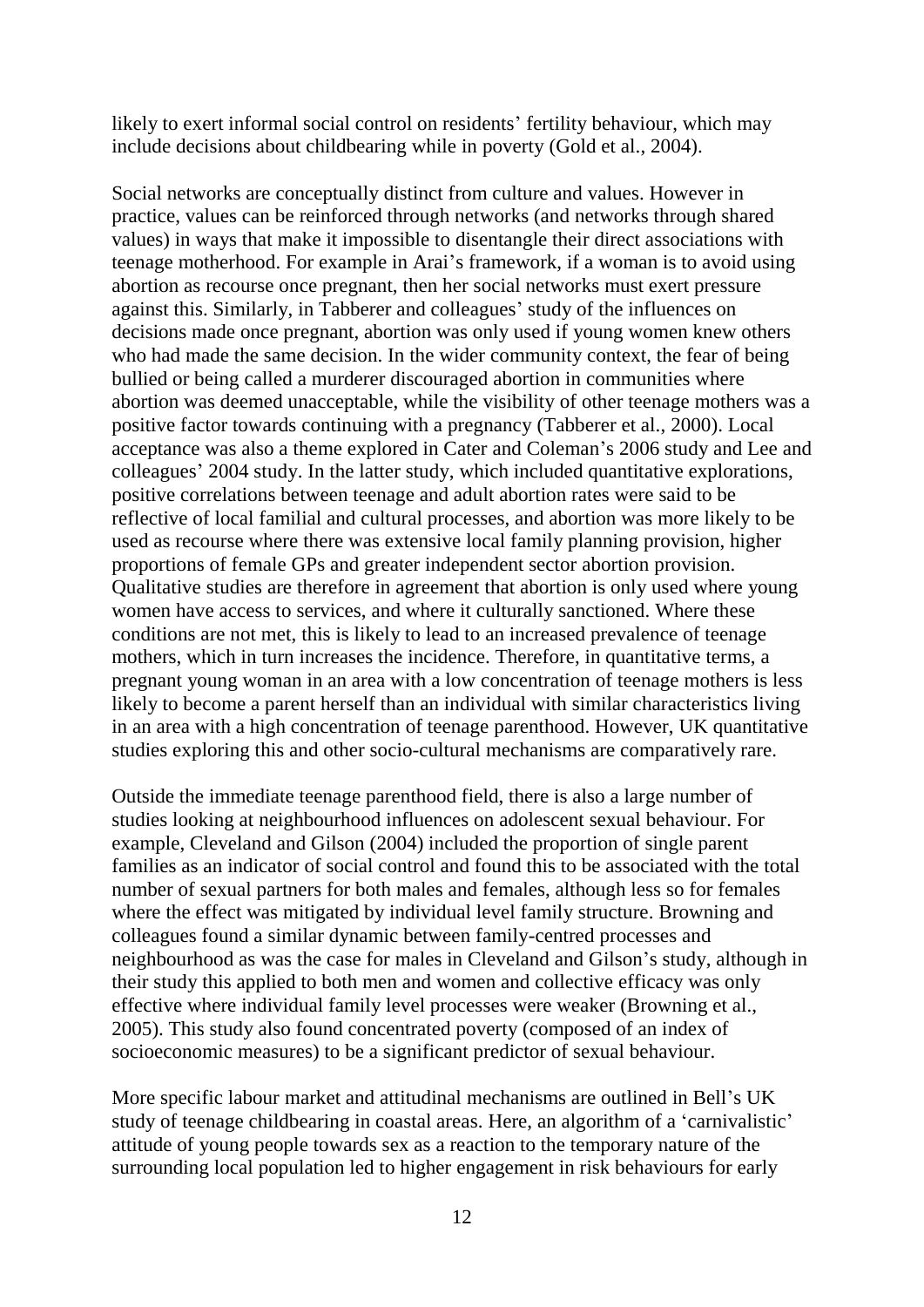likely to exert informal social control on residents' fertility behaviour, which may include decisions about childbearing while in poverty (Gold et al., 2004).

Social networks are conceptually distinct from culture and values. However in practice, values can be reinforced through networks (and networks through shared values) in ways that make it impossible to disentangle their direct associations with teenage motherhood. For example in Arai's framework, if a woman is to avoid using abortion as recourse once pregnant, then her social networks must exert pressure against this. Similarly, in Tabberer and colleagues' study of the influences on decisions made once pregnant, abortion was only used if young women knew others who had made the same decision. In the wider community context, the fear of being bullied or being called a murderer discouraged abortion in communities where abortion was deemed unacceptable, while the visibility of other teenage mothers was a positive factor towards continuing with a pregnancy (Tabberer et al., 2000). Local acceptance was also a theme explored in Cater and Coleman's 2006 study and Lee and colleagues' 2004 study. In the latter study, which included quantitative explorations, positive correlations between teenage and adult abortion rates were said to be reflective of local familial and cultural processes, and abortion was more likely to be used as recourse where there was extensive local family planning provision, higher proportions of female GPs and greater independent sector abortion provision. Qualitative studies are therefore in agreement that abortion is only used where young women have access to services, and where it culturally sanctioned. Where these conditions are not met, this is likely to lead to an increased prevalence of teenage mothers, which in turn increases the incidence. Therefore, in quantitative terms, a pregnant young woman in an area with a low concentration of teenage mothers is less likely to become a parent herself than an individual with similar characteristics living in an area with a high concentration of teenage parenthood. However, UK quantitative studies exploring this and other socio-cultural mechanisms are comparatively rare.

Outside the immediate teenage parenthood field, there is also a large number of studies looking at neighbourhood influences on adolescent sexual behaviour. For example, Cleveland and Gilson (2004) included the proportion of single parent families as an indicator of social control and found this to be associated with the total number of sexual partners for both males and females, although less so for females where the effect was mitigated by individual level family structure. Browning and colleagues found a similar dynamic between family-centred processes and neighbourhood as was the case for males in Cleveland and Gilson's study, although in their study this applied to both men and women and collective efficacy was only effective where individual family level processes were weaker (Browning et al., 2005). This study also found concentrated poverty (composed of an index of socioeconomic measures) to be a significant predictor of sexual behaviour.

More specific labour market and attitudinal mechanisms are outlined in Bell's UK study of teenage childbearing in coastal areas. Here, an algorithm of a 'carnivalistic' attitude of young people towards sex as a reaction to the temporary nature of the surrounding local population led to higher engagement in risk behaviours for early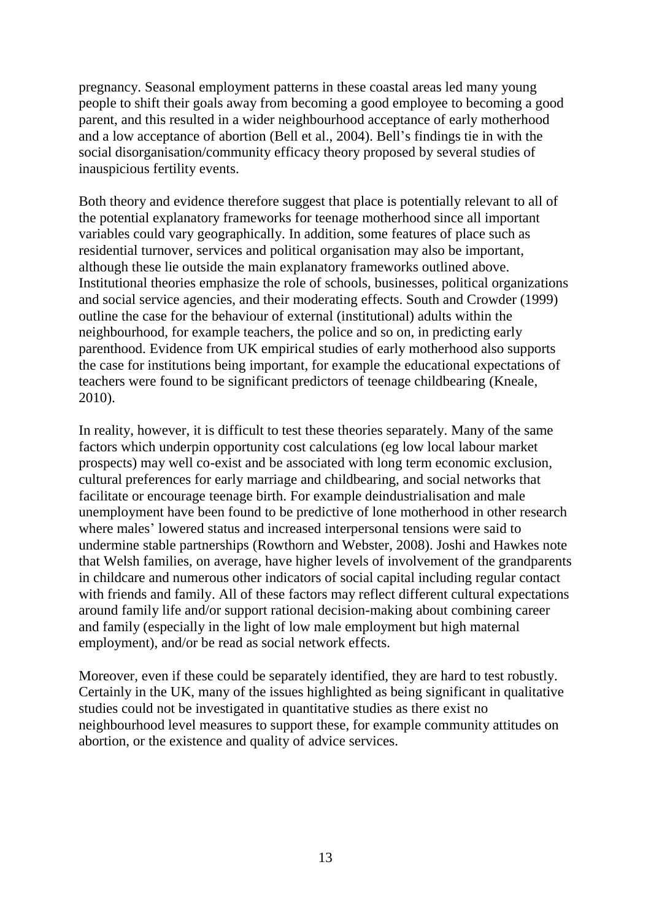pregnancy. Seasonal employment patterns in these coastal areas led many young people to shift their goals away from becoming a good employee to becoming a good parent, and this resulted in a wider neighbourhood acceptance of early motherhood and a low acceptance of abortion (Bell et al., 2004). Bell's findings tie in with the social disorganisation/community efficacy theory proposed by several studies of inauspicious fertility events.

Both theory and evidence therefore suggest that place is potentially relevant to all of the potential explanatory frameworks for teenage motherhood since all important variables could vary geographically. In addition, some features of place such as residential turnover, services and political organisation may also be important, although these lie outside the main explanatory frameworks outlined above. Institutional theories emphasize the role of schools, businesses, political organizations and social service agencies, and their moderating effects. South and Crowder (1999) outline the case for the behaviour of external (institutional) adults within the neighbourhood, for example teachers, the police and so on, in predicting early parenthood. Evidence from UK empirical studies of early motherhood also supports the case for institutions being important, for example the educational expectations of teachers were found to be significant predictors of teenage childbearing (Kneale, 2010).

In reality, however, it is difficult to test these theories separately. Many of the same factors which underpin opportunity cost calculations (eg low local labour market prospects) may well co-exist and be associated with long term economic exclusion, cultural preferences for early marriage and childbearing, and social networks that facilitate or encourage teenage birth. For example deindustrialisation and male unemployment have been found to be predictive of lone motherhood in other research where males' lowered status and increased interpersonal tensions were said to undermine stable partnerships (Rowthorn and Webster, 2008). Joshi and Hawkes note that Welsh families, on average, have higher levels of involvement of the grandparents in childcare and numerous other indicators of social capital including regular contact with friends and family. All of these factors may reflect different cultural expectations around family life and/or support rational decision-making about combining career and family (especially in the light of low male employment but high maternal employment), and/or be read as social network effects.

Moreover, even if these could be separately identified, they are hard to test robustly. Certainly in the UK, many of the issues highlighted as being significant in qualitative studies could not be investigated in quantitative studies as there exist no neighbourhood level measures to support these, for example community attitudes on abortion, or the existence and quality of advice services.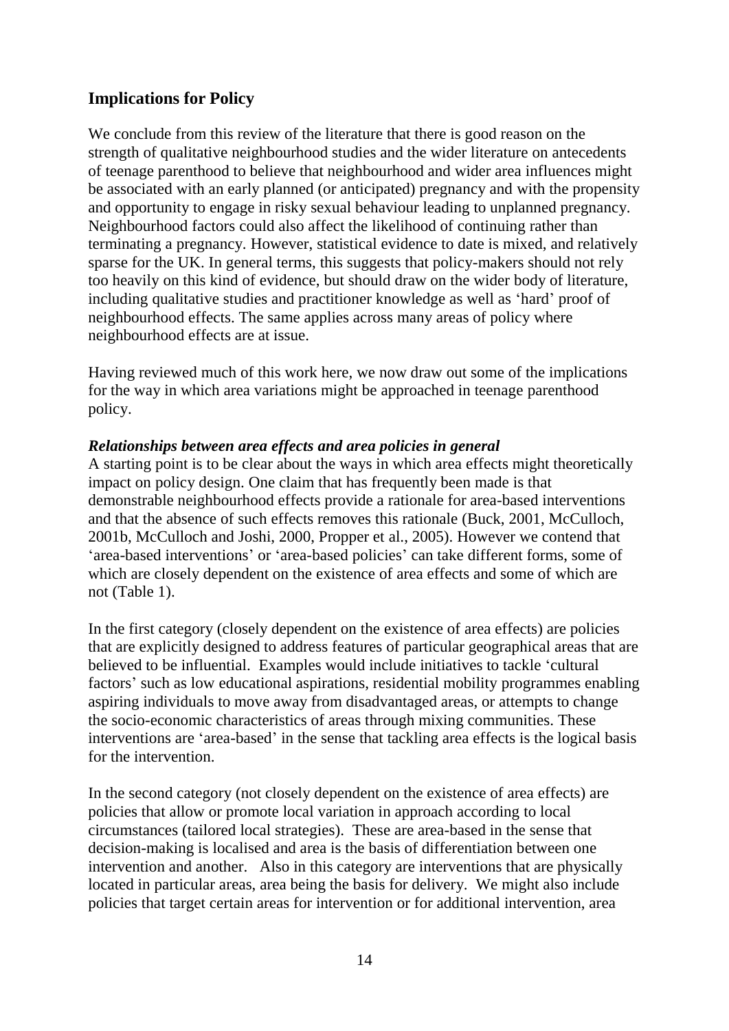## Implications for Policy

We conclude from this review of the literature that there is good reason on the strength of qualitative neighbourhood studies and the wider literature on antecedents of teenage parenthood to believe that neighbourhood and wider area influences might be associated with an early planned (or anticipated) pregnancy and with the propensity and opportunity to engage in risky sexual behaviour leading to unplanned pregnancy. Neighbourhood factors could also affect the likelihood of continuing rather than terminating a pregnancy. However, statistical evidence to date is mixed, and relatively sparse for the UK. In general terms, this suggests that policy-makers should not rely too heavily on this kind of evidence, but should draw on the wider body of literature, including qualitative studies and practitioner knowledge as well as 'hard' proof of neighbourhood effects. The same applies across many areas of policy where neighbourhood effects are at issue.

Having reviewed much of this work here, we now draw out some of the implications for the way in which area variations might be approached in teenage parenthood policy.

***Relationships between area effects and area policies in general***

A starting point is to be clear about the ways in which area effects might theoretically impact on policy design. One claim that has frequently been made is that demonstrable neighbourhood effects provide a rationale for area-based interventions and that the absence of such effects removes this rationale (Buck, 2001, McCulloch, 2001b, McCulloch and Joshi, 2000, Propper et al., 2005). However we contend that 'area-based interventions' or 'area-based policies' can take different forms, some of which are closely dependent on the existence of area effects and some of which are not (Table 1).

In the first category (closely dependent on the existence of area effects) are policies that are explicitly designed to address features of particular geographical areas that are believed to be influential. Examples would include initiatives to tackle 'cultural factors' such as low educational aspirations, residential mobility programmes enabling aspiring individuals to move away from disadvantaged areas, or attempts to change the socio-economic characteristics of areas through mixing communities. These interventions are 'area-based' in the sense that tackling area effects is the logical basis for the intervention.

In the second category (not closely dependent on the existence of area effects) are policies that allow or promote local variation in approach according to local circumstances (tailored local strategies). These are area-based in the sense that decision-making is localised and area is the basis of differentiation between one intervention and another. Also in this category are interventions that are physically located in particular areas, area being the basis for delivery. We might also include policies that target certain areas for intervention or for additional intervention, area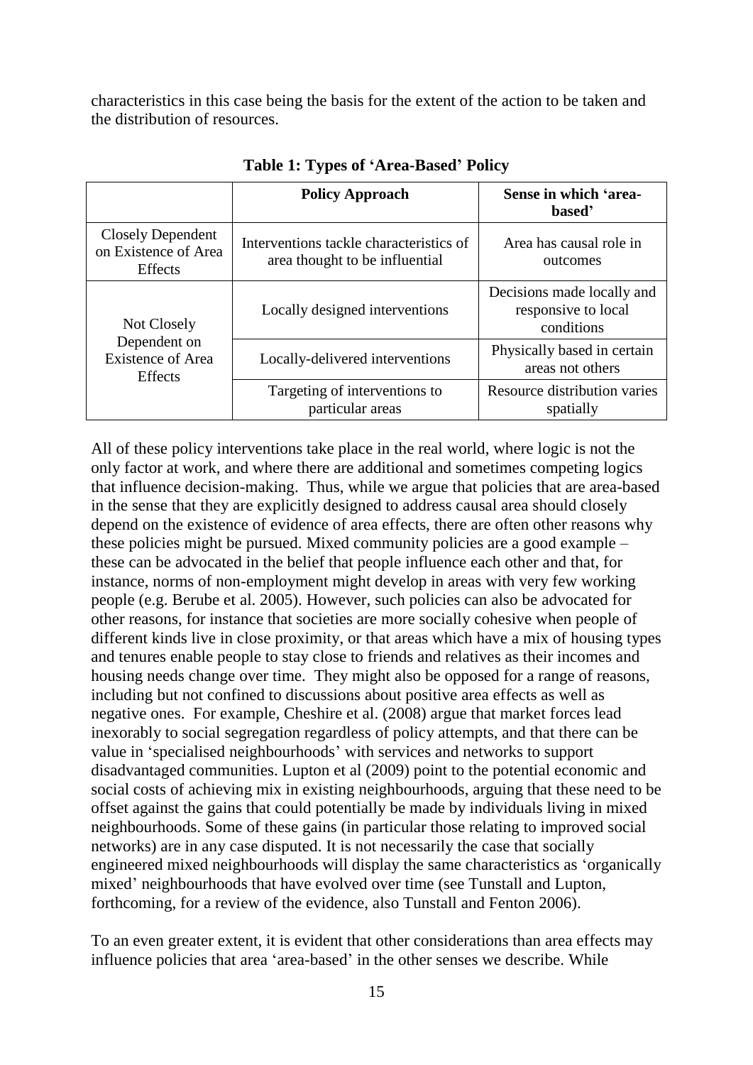characteristics in this case being the basis for the extent of the action to be taken and the distribution of resources.

**Table 1: Types of 'Area-Based' Policy**

| | Policy Approach | Sense in which 'area-based' |
|---|---|---|
| Closely Dependent on Existence of Area Effects | Interventions tackle characteristics of area thought to be influential | Area has causal role in outcomes |
| Not Closely Dependent on Existence of Area Effects | Locally designed interventions | Decisions made locally and responsive to local conditions |
| | Locally-delivered interventions | Physically based in certain areas not others |
| | Targeting of interventions to particular areas | Resource distribution varies spatially |

All of these policy interventions take place in the real world, where logic is not the only factor at work, and where there are additional and sometimes competing logics that influence decision-making. Thus, while we argue that policies that are area-based in the sense that they are explicitly designed to address causal area should closely depend on the existence of evidence of area effects, there are often other reasons why these policies might be pursued. Mixed community policies are a good example – these can be advocated in the belief that people influence each other and that, for instance, norms of non-employment might develop in areas with very few working people (e.g. Berube et al. 2005). However, such policies can also be advocated for other reasons, for instance that societies are more socially cohesive when people of different kinds live in close proximity, or that areas which have a mix of housing types and tenures enable people to stay close to friends and relatives as their incomes and housing needs change over time. They might also be opposed for a range of reasons, including but not confined to discussions about positive area effects as well as negative ones. For example, Cheshire et al. (2008) argue that market forces lead inexorably to social segregation regardless of policy attempts, and that there can be value in 'specialised neighbourhoods' with services and networks to support disadvantaged communities. Lupton et al (2009) point to the potential economic and social costs of achieving mix in existing neighbourhoods, arguing that these need to be offset against the gains that could potentially be made by individuals living in mixed neighbourhoods. Some of these gains (in particular those relating to improved social networks) are in any case disputed. It is not necessarily the case that socially engineered mixed neighbourhoods will display the same characteristics as 'organically mixed' neighbourhoods that have evolved over time (see Tunstall and Lupton, forthcoming, for a review of the evidence, also Tunstall and Fenton 2006).

To an even greater extent, it is evident that other considerations than area effects may influence policies that area 'area-based' in the other senses we describe. While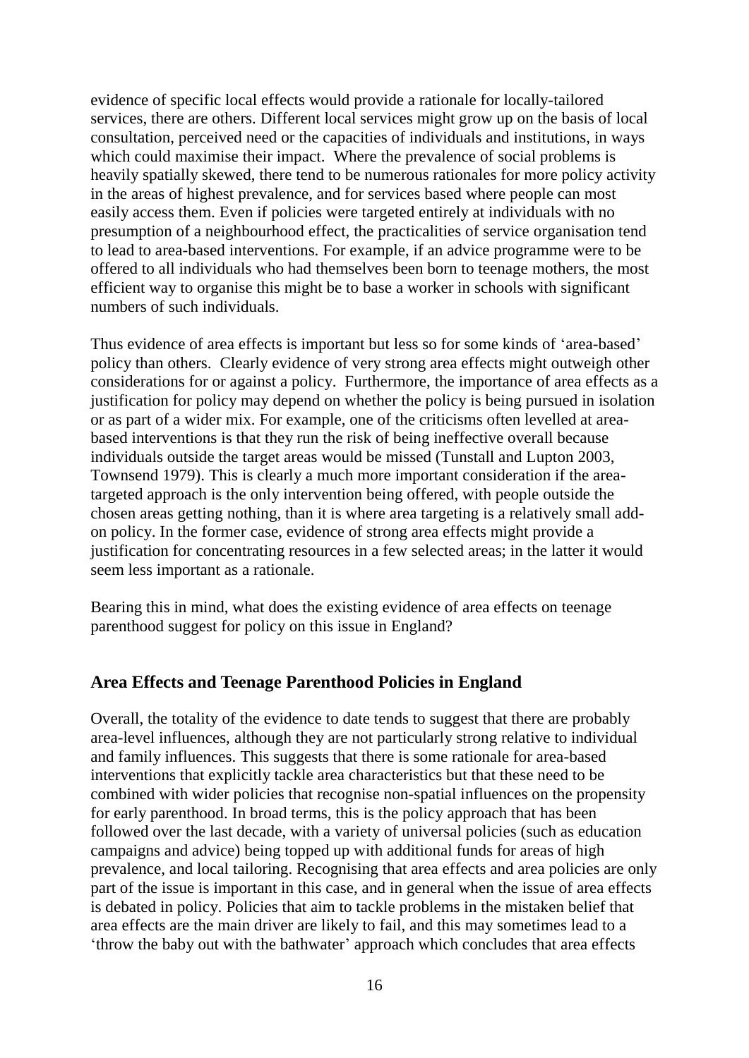evidence of specific local effects would provide a rationale for locally-tailored services, there are others. Different local services might grow up on the basis of local consultation, perceived need or the capacities of individuals and institutions, in ways which could maximise their impact. Where the prevalence of social problems is heavily spatially skewed, there tend to be numerous rationales for more policy activity in the areas of highest prevalence, and for services based where people can most easily access them. Even if policies were targeted entirely at individuals with no presumption of a neighbourhood effect, the practicalities of service organisation tend to lead to area-based interventions. For example, if an advice programme were to be offered to all individuals who had themselves been born to teenage mothers, the most efficient way to organise this might be to base a worker in schools with significant numbers of such individuals.

Thus evidence of area effects is important but less so for some kinds of 'area-based' policy than others. Clearly evidence of very strong area effects might outweigh other considerations for or against a policy. Furthermore, the importance of area effects as a justification for policy may depend on whether the policy is being pursued in isolation or as part of a wider mix. For example, one of the criticisms often levelled at area-based interventions is that they run the risk of being ineffective overall because individuals outside the target areas would be missed (Tunstall and Lupton 2003, Townsend 1979). This is clearly a much more important consideration if the area-targeted approach is the only intervention being offered, with people outside the chosen areas getting nothing, than it is where area targeting is a relatively small add-on policy. In the former case, evidence of strong area effects might provide a justification for concentrating resources in a few selected areas; in the latter it would seem less important as a rationale.

Bearing this in mind, what does the existing evidence of area effects on teenage parenthood suggest for policy on this issue in England?

## Area Effects and Teenage Parenthood Policies in England

Overall, the totality of the evidence to date tends to suggest that there are probably area-level influences, although they are not particularly strong relative to individual and family influences. This suggests that there is some rationale for area-based interventions that explicitly tackle area characteristics but that these need to be combined with wider policies that recognise non-spatial influences on the propensity for early parenthood. In broad terms, this is the policy approach that has been followed over the last decade, with a variety of universal policies (such as education campaigns and advice) being topped up with additional funds for areas of high prevalence, and local tailoring. Recognising that area effects and area policies are only part of the issue is important in this case, and in general when the issue of area effects is debated in policy. Policies that aim to tackle problems in the mistaken belief that area effects are the main driver are likely to fail, and this may sometimes lead to a 'throw the baby out with the bathwater' approach which concludes that area effects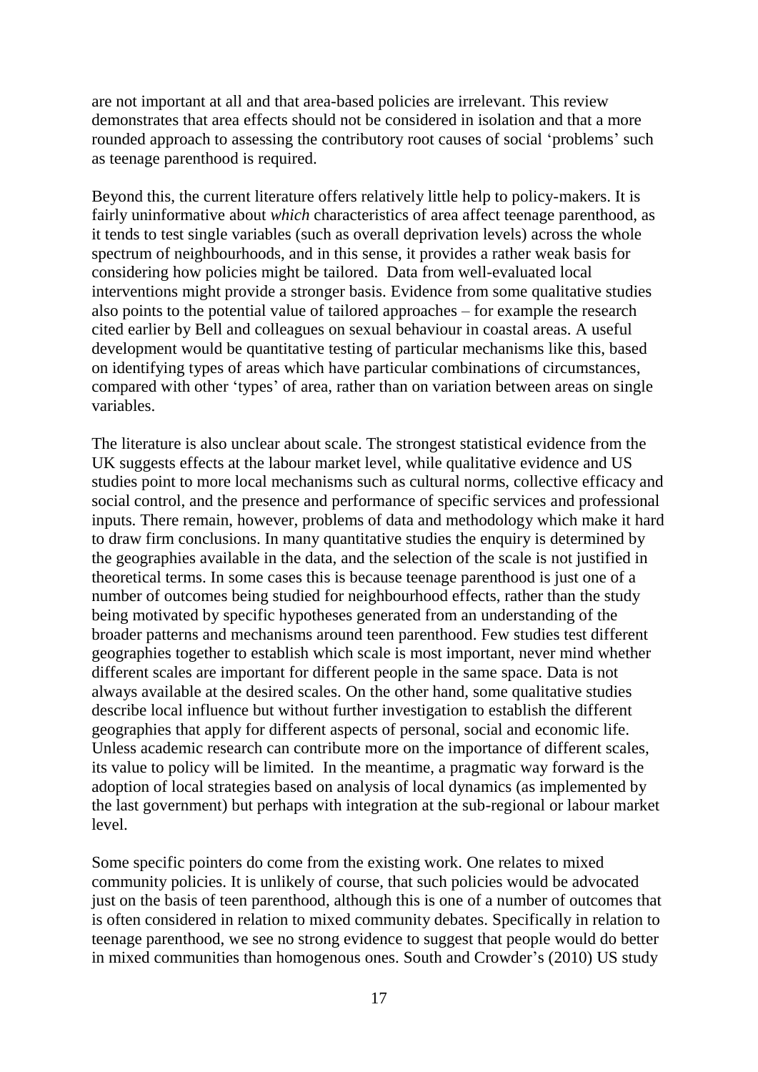are not important at all and that area-based policies are irrelevant. This review demonstrates that area effects should not be considered in isolation and that a more rounded approach to assessing the contributory root causes of social 'problems' such as teenage parenthood is required.

Beyond this, the current literature offers relatively little help to policy-makers. It is fairly uninformative about *which* characteristics of area affect teenage parenthood, as it tends to test single variables (such as overall deprivation levels) across the whole spectrum of neighbourhoods, and in this sense, it provides a rather weak basis for considering how policies might be tailored. Data from well-evaluated local interventions might provide a stronger basis. Evidence from some qualitative studies also points to the potential value of tailored approaches – for example the research cited earlier by Bell and colleagues on sexual behaviour in coastal areas. A useful development would be quantitative testing of particular mechanisms like this, based on identifying types of areas which have particular combinations of circumstances, compared with other 'types' of area, rather than on variation between areas on single variables.

The literature is also unclear about scale. The strongest statistical evidence from the UK suggests effects at the labour market level, while qualitative evidence and US studies point to more local mechanisms such as cultural norms, collective efficacy and social control, and the presence and performance of specific services and professional inputs. There remain, however, problems of data and methodology which make it hard to draw firm conclusions. In many quantitative studies the enquiry is determined by the geographies available in the data, and the selection of the scale is not justified in theoretical terms. In some cases this is because teenage parenthood is just one of a number of outcomes being studied for neighbourhood effects, rather than the study being motivated by specific hypotheses generated from an understanding of the broader patterns and mechanisms around teen parenthood. Few studies test different geographies together to establish which scale is most important, never mind whether different scales are important for different people in the same space. Data is not always available at the desired scales. On the other hand, some qualitative studies describe local influence but without further investigation to establish the different geographies that apply for different aspects of personal, social and economic life. Unless academic research can contribute more on the importance of different scales, its value to policy will be limited. In the meantime, a pragmatic way forward is the adoption of local strategies based on analysis of local dynamics (as implemented by the last government) but perhaps with integration at the sub-regional or labour market level.

Some specific pointers do come from the existing work. One relates to mixed community policies. It is unlikely of course, that such policies would be advocated just on the basis of teen parenthood, although this is one of a number of outcomes that is often considered in relation to mixed community debates. Specifically in relation to teenage parenthood, we see no strong evidence to suggest that people would do better in mixed communities than homogenous ones. South and Crowder's (2010) US study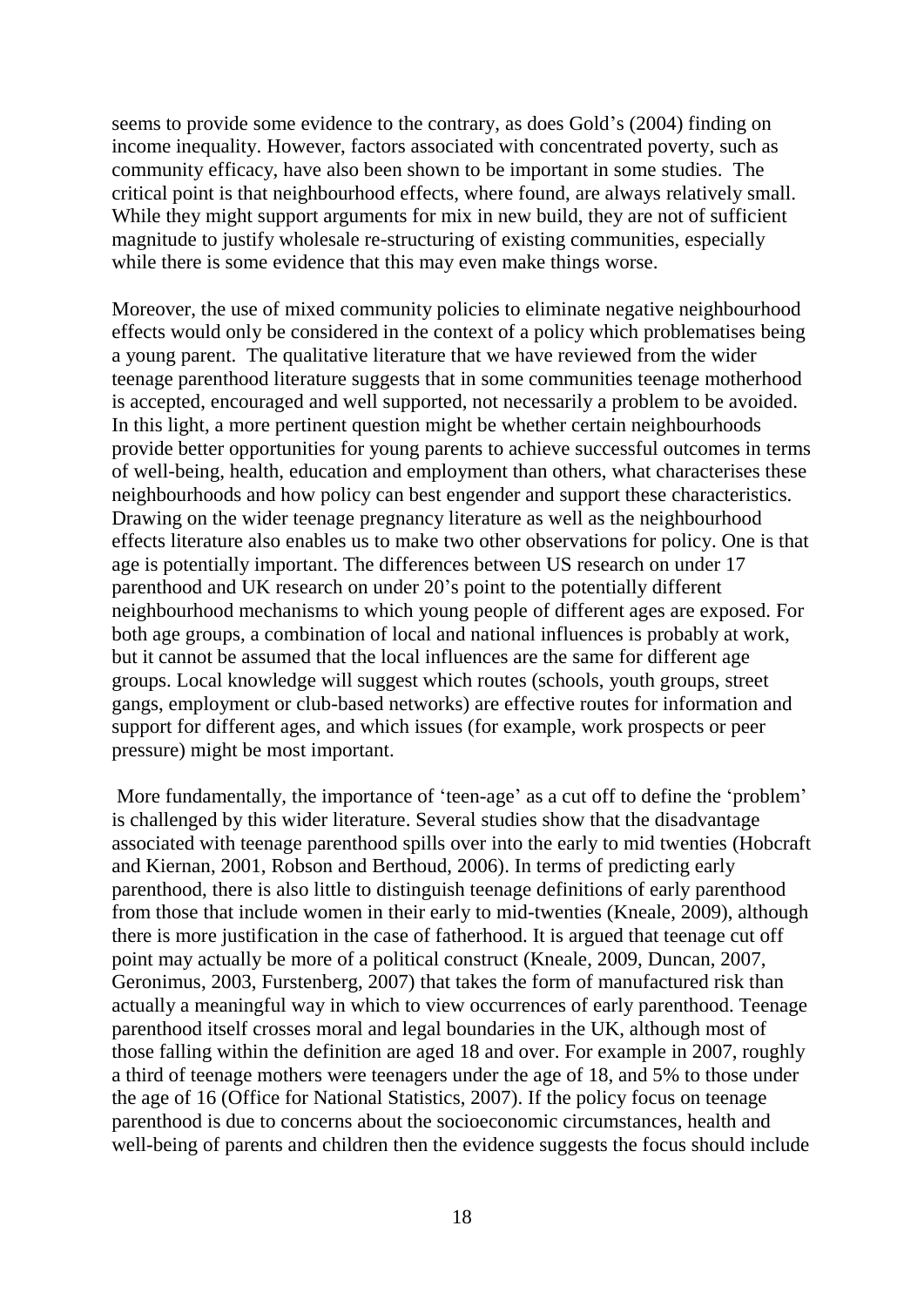seems to provide some evidence to the contrary, as does Gold's (2004) finding on income inequality. However, factors associated with concentrated poverty, such as community efficacy, have also been shown to be important in some studies. The critical point is that neighbourhood effects, where found, are always relatively small. While they might support arguments for mix in new build, they are not of sufficient magnitude to justify wholesale re-structuring of existing communities, especially while there is some evidence that this may even make things worse.

Moreover, the use of mixed community policies to eliminate negative neighbourhood effects would only be considered in the context of a policy which problematises being a young parent. The qualitative literature that we have reviewed from the wider teenage parenthood literature suggests that in some communities teenage motherhood is accepted, encouraged and well supported, not necessarily a problem to be avoided. In this light, a more pertinent question might be whether certain neighbourhoods provide better opportunities for young parents to achieve successful outcomes in terms of well-being, health, education and employment than others, what characterises these neighbourhoods and how policy can best engender and support these characteristics. Drawing on the wider teenage pregnancy literature as well as the neighbourhood effects literature also enables us to make two other observations for policy. One is that age is potentially important. The differences between US research on under 17 parenthood and UK research on under 20's point to the potentially different neighbourhood mechanisms to which young people of different ages are exposed. For both age groups, a combination of local and national influences is probably at work, but it cannot be assumed that the local influences are the same for different age groups. Local knowledge will suggest which routes (schools, youth groups, street gangs, employment or club-based networks) are effective routes for information and support for different ages, and which issues (for example, work prospects or peer pressure) might be most important.

More fundamentally, the importance of 'teen-age' as a cut off to define the 'problem' is challenged by this wider literature. Several studies show that the disadvantage associated with teenage parenthood spills over into the early to mid twenties (Hobcraft and Kiernan, 2001, Robson and Berthoud, 2006). In terms of predicting early parenthood, there is also little to distinguish teenage definitions of early parenthood from those that include women in their early to mid-twenties (Kneale, 2009), although there is more justification in the case of fatherhood. It is argued that teenage cut off point may actually be more of a political construct (Kneale, 2009, Duncan, 2007, Geronimus, 2003, Furstenberg, 2007) that takes the form of manufactured risk than actually a meaningful way in which to view occurrences of early parenthood. Teenage parenthood itself crosses moral and legal boundaries in the UK, although most of those falling within the definition are aged 18 and over. For example in 2007, roughly a third of teenage mothers were teenagers under the age of 18, and 5% to those under the age of 16 (Office for National Statistics, 2007). If the policy focus on teenage parenthood is due to concerns about the socioeconomic circumstances, health and well-being of parents and children then the evidence suggests the focus should include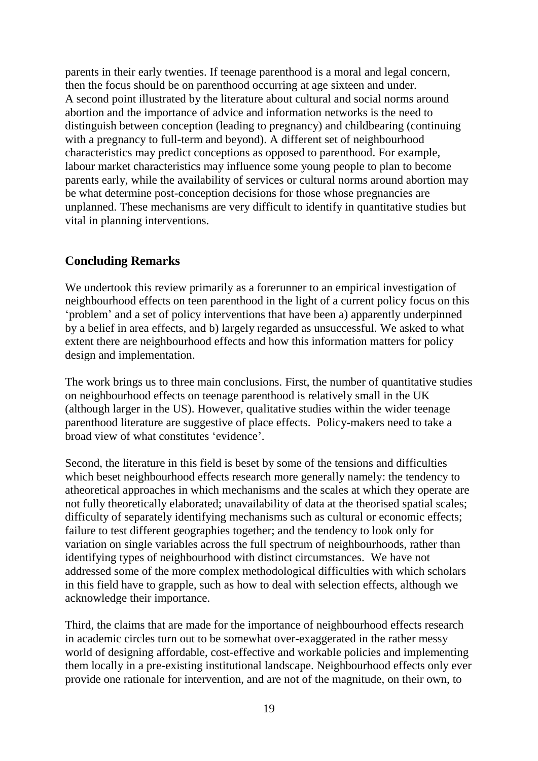parents in their early twenties. If teenage parenthood is a moral and legal concern, then the focus should be on parenthood occurring at age sixteen and under.
A second point illustrated by the literature about cultural and social norms around abortion and the importance of advice and information networks is the need to distinguish between conception (leading to pregnancy) and childbearing (continuing with a pregnancy to full-term and beyond). A different set of neighbourhood characteristics may predict conceptions as opposed to parenthood. For example, labour market characteristics may influence some young people to plan to become parents early, while the availability of services or cultural norms around abortion may be what determine post-conception decisions for those whose pregnancies are unplanned. These mechanisms are very difficult to identify in quantitative studies but vital in planning interventions.

## Concluding Remarks

We undertook this review primarily as a forerunner to an empirical investigation of neighbourhood effects on teen parenthood in the light of a current policy focus on this 'problem' and a set of policy interventions that have been a) apparently underpinned by a belief in area effects, and b) largely regarded as unsuccessful. We asked to what extent there are neighbourhood effects and how this information matters for policy design and implementation.

The work brings us to three main conclusions. First, the number of quantitative studies on neighbourhood effects on teenage parenthood is relatively small in the UK (although larger in the US). However, qualitative studies within the wider teenage parenthood literature are suggestive of place effects. Policy-makers need to take a broad view of what constitutes 'evidence'.

Second, the literature in this field is beset by some of the tensions and difficulties which beset neighbourhood effects research more generally namely: the tendency to atheoretical approaches in which mechanisms and the scales at which they operate are not fully theoretically elaborated; unavailability of data at the theorised spatial scales; difficulty of separately identifying mechanisms such as cultural or economic effects; failure to test different geographies together; and the tendency to look only for variation on single variables across the full spectrum of neighbourhoods, rather than identifying types of neighbourhood with distinct circumstances. We have not addressed some of the more complex methodological difficulties with which scholars in this field have to grapple, such as how to deal with selection effects, although we acknowledge their importance.

Third, the claims that are made for the importance of neighbourhood effects research in academic circles turn out to be somewhat over-exaggerated in the rather messy world of designing affordable, cost-effective and workable policies and implementing them locally in a pre-existing institutional landscape. Neighbourhood effects only ever provide one rationale for intervention, and are not of the magnitude, on their own, to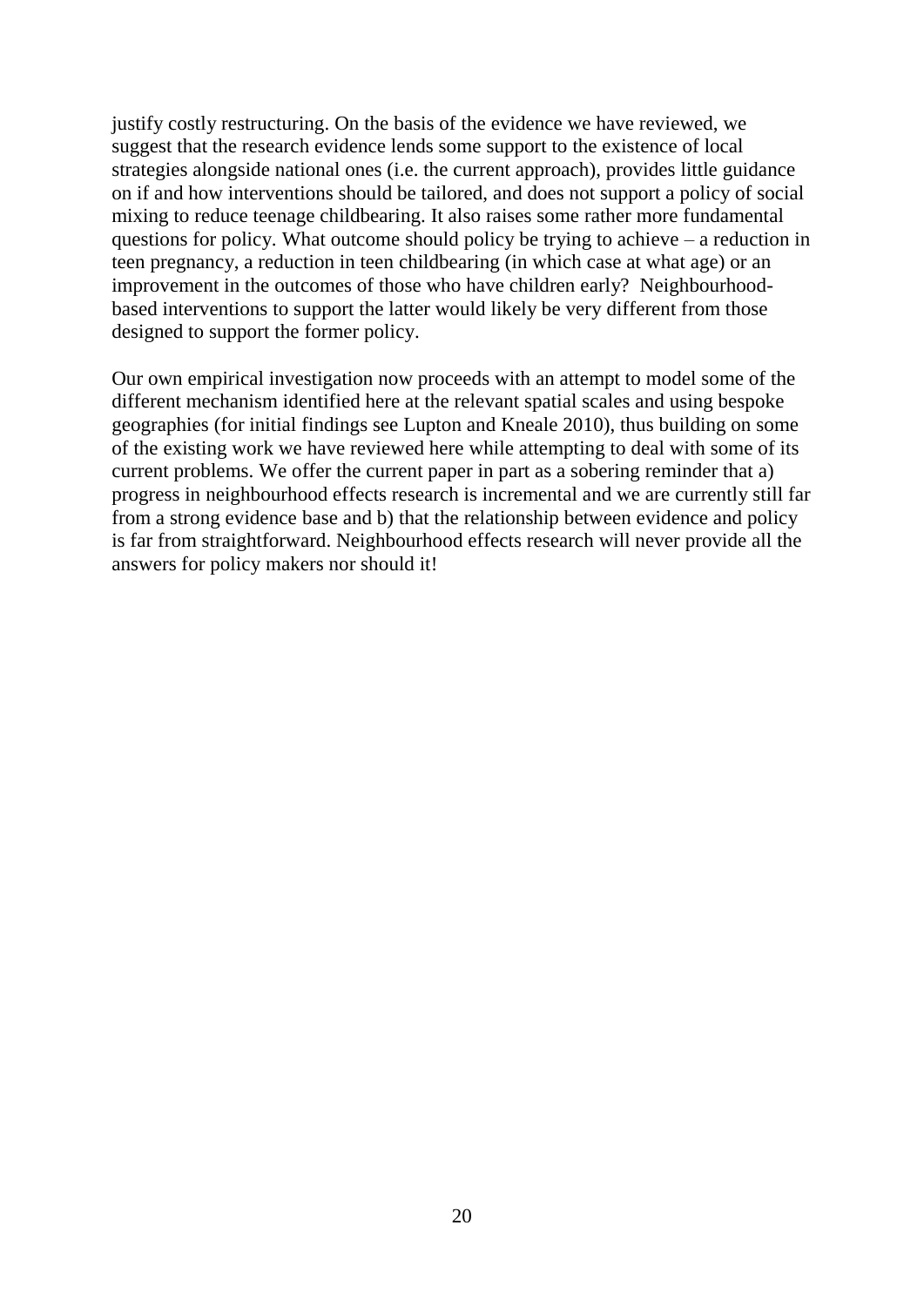justify costly restructuring. On the basis of the evidence we have reviewed, we suggest that the research evidence lends some support to the existence of local strategies alongside national ones (i.e. the current approach), provides little guidance on if and how interventions should be tailored, and does not support a policy of social mixing to reduce teenage childbearing. It also raises some rather more fundamental questions for policy. What outcome should policy be trying to achieve – a reduction in teen pregnancy, a reduction in teen childbearing (in which case at what age) or an improvement in the outcomes of those who have children early? Neighbourhood-based interventions to support the latter would likely be very different from those designed to support the former policy.

Our own empirical investigation now proceeds with an attempt to model some of the different mechanism identified here at the relevant spatial scales and using bespoke geographies (for initial findings see Lupton and Kneale 2010), thus building on some of the existing work we have reviewed here while attempting to deal with some of its current problems. We offer the current paper in part as a sobering reminder that a) progress in neighbourhood effects research is incremental and we are currently still far from a strong evidence base and b) that the relationship between evidence and policy is far from straightforward. Neighbourhood effects research will never provide all the answers for policy makers nor should it!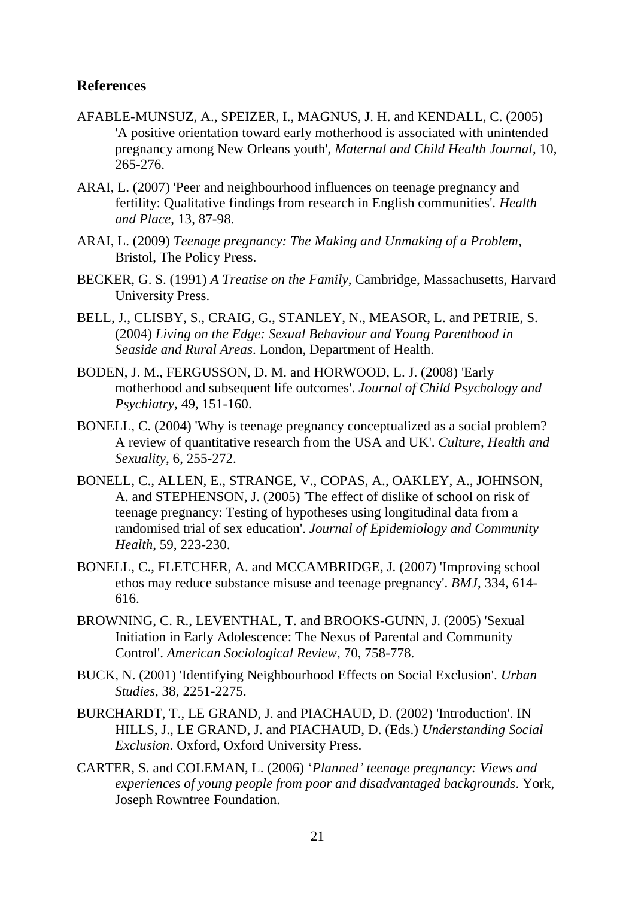## References

AFABLE-MUNSUZ, A., SPEIZER, I., MAGNUS, J. H. and KENDALL, C. (2005) 'A positive orientation toward early motherhood is associated with unintended pregnancy among New Orleans youth', *Maternal and Child Health Journal*, 10, 265-276.

ARAI, L. (2007) 'Peer and neighbourhood influences on teenage pregnancy and fertility: Qualitative findings from research in English communities'. *Health and Place*, 13, 87-98.

ARAI, L. (2009) *Teenage pregnancy: The Making and Unmaking of a Problem*, Bristol, The Policy Press.

BECKER, G. S. (1991) *A Treatise on the Family*, Cambridge, Massachusetts, Harvard University Press.

BELL, J., CLISBY, S., CRAIG, G., STANLEY, N., MEASOR, L. and PETRIE, S. (2004) *Living on the Edge: Sexual Behaviour and Young Parenthood in Seaside and Rural Areas*. London, Department of Health.

BODEN, J. M., FERGUSSON, D. M. and HORWOOD, L. J. (2008) 'Early motherhood and subsequent life outcomes'. *Journal of Child Psychology and Psychiatry*, 49, 151-160.

BONELL, C. (2004) 'Why is teenage pregnancy conceptualized as a social problem? A review of quantitative research from the USA and UK'. *Culture, Health and Sexuality*, 6, 255-272.

BONELL, C., ALLEN, E., STRANGE, V., COPAS, A., OAKLEY, A., JOHNSON, A. and STEPHENSON, J. (2005) 'The effect of dislike of school on risk of teenage pregnancy: Testing of hypotheses using longitudinal data from a randomised trial of sex education'. *Journal of Epidemiology and Community Health*, 59, 223-230.

BONELL, C., FLETCHER, A. and MCCAMBRIDGE, J. (2007) 'Improving school ethos may reduce substance misuse and teenage pregnancy'. *BMJ*, 334, 614-616.

BROWNING, C. R., LEVENTHAL, T. and BROOKS-GUNN, J. (2005) 'Sexual Initiation in Early Adolescence: The Nexus of Parental and Community Control'. *American Sociological Review*, 70, 758-778.

BUCK, N. (2001) 'Identifying Neighbourhood Effects on Social Exclusion'. *Urban Studies*, 38, 2251-2275.

BURCHARDT, T., LE GRAND, J. and PIACHAUD, D. (2002) 'Introduction'. IN HILLS, J., LE GRAND, J. and PIACHAUD, D. (Eds.) *Understanding Social Exclusion*. Oxford, Oxford University Press.

CARTER, S. and COLEMAN, L. (2006) '*Planned' teenage pregnancy: Views and experiences of young people from poor and disadvantaged backgrounds*. York, Joseph Rowntree Foundation.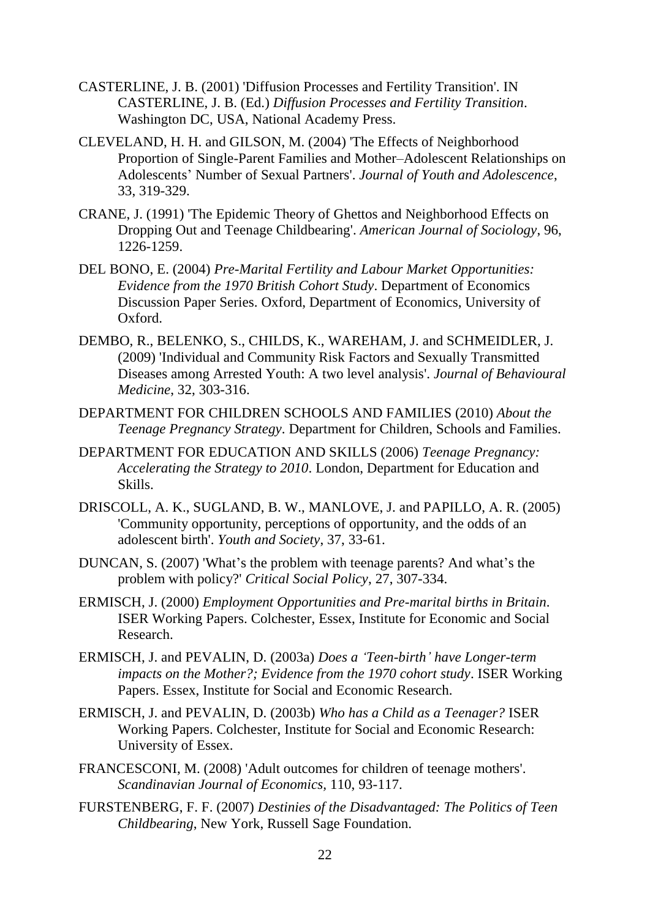CASTERLINE, J. B. (2001) 'Diffusion Processes and Fertility Transition'. IN CASTERLINE, J. B. (Ed.) *Diffusion Processes and Fertility Transition*. Washington DC, USA, National Academy Press.

CLEVELAND, H. H. and GILSON, M. (2004) 'The Effects of Neighborhood Proportion of Single-Parent Families and Mother–Adolescent Relationships on Adolescents' Number of Sexual Partners'. *Journal of Youth and Adolescence*, 33, 319-329.

CRANE, J. (1991) 'The Epidemic Theory of Ghettos and Neighborhood Effects on Dropping Out and Teenage Childbearing'. *American Journal of Sociology*, 96, 1226-1259.

DEL BONO, E. (2004) *Pre-Marital Fertility and Labour Market Opportunities: Evidence from the 1970 British Cohort Study*. Department of Economics Discussion Paper Series. Oxford, Department of Economics, University of Oxford.

DEMBO, R., BELENKO, S., CHILDS, K., WAREHAM, J. and SCHMEIDLER, J. (2009) 'Individual and Community Risk Factors and Sexually Transmitted Diseases among Arrested Youth: A two level analysis'. *Journal of Behavioural Medicine*, 32, 303-316.

DEPARTMENT FOR CHILDREN SCHOOLS AND FAMILIES (2010) *About the Teenage Pregnancy Strategy*. Department for Children, Schools and Families.

DEPARTMENT FOR EDUCATION AND SKILLS (2006) *Teenage Pregnancy: Accelerating the Strategy to 2010*. London, Department for Education and Skills.

DRISCOLL, A. K., SUGLAND, B. W., MANLOVE, J. and PAPILLO, A. R. (2005) 'Community opportunity, perceptions of opportunity, and the odds of an adolescent birth'. *Youth and Society*, 37, 33-61.

DUNCAN, S. (2007) 'What's the problem with teenage parents? And what's the problem with policy?' *Critical Social Policy*, 27, 307-334.

ERMISCH, J. (2000) *Employment Opportunities and Pre-marital births in Britain*. ISER Working Papers. Colchester, Essex, Institute for Economic and Social Research.

ERMISCH, J. and PEVALIN, D. (2003a) *Does a 'Teen-birth' have Longer-term impacts on the Mother?; Evidence from the 1970 cohort study*. ISER Working Papers. Essex, Institute for Social and Economic Research.

ERMISCH, J. and PEVALIN, D. (2003b) *Who has a Child as a Teenager?* ISER Working Papers. Colchester, Institute for Social and Economic Research: University of Essex.

FRANCESCONI, M. (2008) 'Adult outcomes for children of teenage mothers'. *Scandinavian Journal of Economics*, 110, 93-117.

FURSTENBERG, F. F. (2007) *Destinies of the Disadvantaged: The Politics of Teen Childbearing*, New York, Russell Sage Foundation.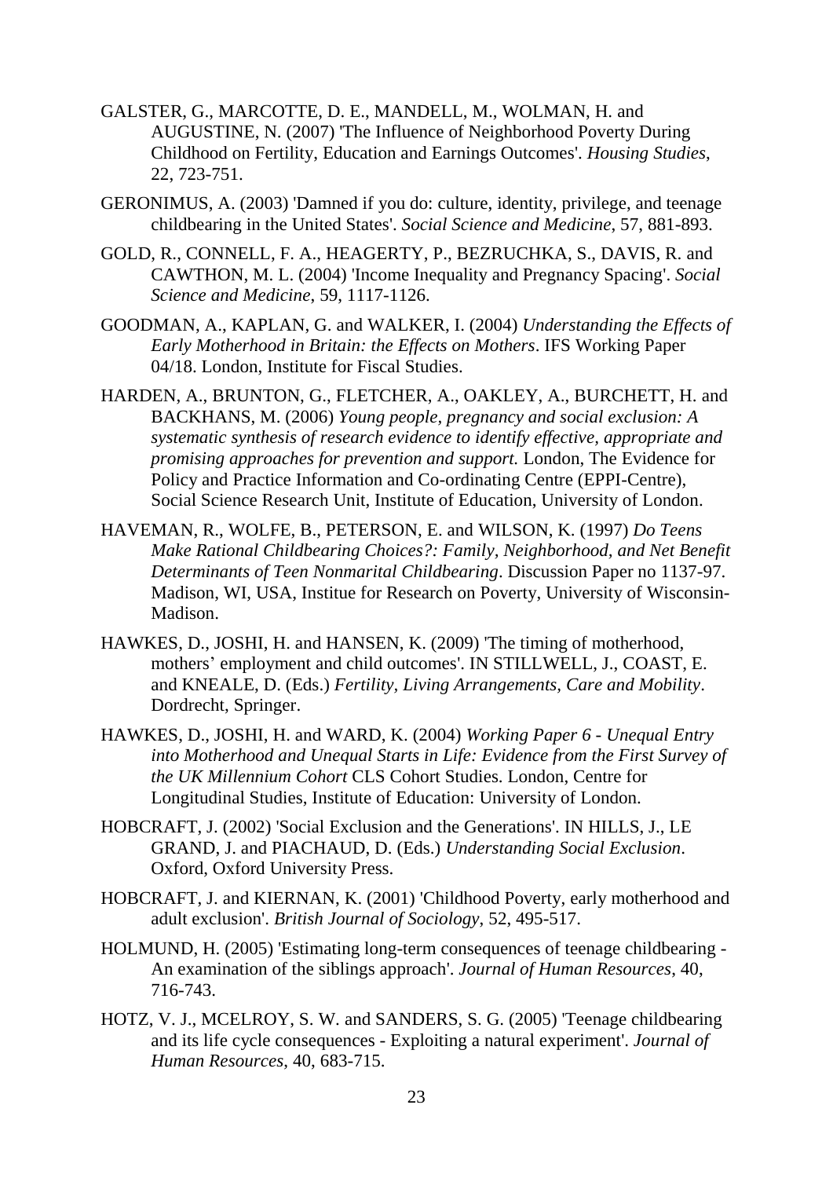GALSTER, G., MARCOTTE, D. E., MANDELL, M., WOLMAN, H. and AUGUSTINE, N. (2007) 'The Influence of Neighborhood Poverty During Childhood on Fertility, Education and Earnings Outcomes'. *Housing Studies*, 22, 723-751.

GERONIMUS, A. (2003) 'Damned if you do: culture, identity, privilege, and teenage childbearing in the United States'. *Social Science and Medicine*, 57, 881-893.

GOLD, R., CONNELL, F. A., HEAGERTY, P., BEZRUCHKA, S., DAVIS, R. and CAWTHON, M. L. (2004) 'Income Inequality and Pregnancy Spacing'. *Social Science and Medicine*, 59, 1117-1126.

GOODMAN, A., KAPLAN, G. and WALKER, I. (2004) *Understanding the Effects of Early Motherhood in Britain: the Effects on Mothers*. IFS Working Paper 04/18. London, Institute for Fiscal Studies.

HARDEN, A., BRUNTON, G., FLETCHER, A., OAKLEY, A., BURCHETT, H. and BACKHANS, M. (2006) *Young people, pregnancy and social exclusion: A systematic synthesis of research evidence to identify effective, appropriate and promising approaches for prevention and support.* London, The Evidence for Policy and Practice Information and Co-ordinating Centre (EPPI-Centre), Social Science Research Unit, Institute of Education, University of London.

HAVEMAN, R., WOLFE, B., PETERSON, E. and WILSON, K. (1997) *Do Teens Make Rational Childbearing Choices?: Family, Neighborhood, and Net Benefit Determinants of Teen Nonmarital Childbearing*. Discussion Paper no 1137-97. Madison, WI, USA, Institue for Research on Poverty, University of Wisconsin-Madison.

HAWKES, D., JOSHI, H. and HANSEN, K. (2009) 'The timing of motherhood, mothers' employment and child outcomes'. IN STILLWELL, J., COAST, E. and KNEALE, D. (Eds.) *Fertility, Living Arrangements, Care and Mobility*. Dordrecht, Springer.

HAWKES, D., JOSHI, H. and WARD, K. (2004) *Working Paper 6 - Unequal Entry into Motherhood and Unequal Starts in Life: Evidence from the First Survey of the UK Millennium Cohort* CLS Cohort Studies. London, Centre for Longitudinal Studies, Institute of Education: University of London.

HOBCRAFT, J. (2002) 'Social Exclusion and the Generations'. IN HILLS, J., LE GRAND, J. and PIACHAUD, D. (Eds.) *Understanding Social Exclusion*. Oxford, Oxford University Press.

HOBCRAFT, J. and KIERNAN, K. (2001) 'Childhood Poverty, early motherhood and adult exclusion'. *British Journal of Sociology*, 52, 495-517.

HOLMUND, H. (2005) 'Estimating long-term consequences of teenage childbearing - An examination of the siblings approach'. *Journal of Human Resources*, 40, 716-743.

HOTZ, V. J., MCELROY, S. W. and SANDERS, S. G. (2005) 'Teenage childbearing and its life cycle consequences - Exploiting a natural experiment'. *Journal of Human Resources*, 40, 683-715.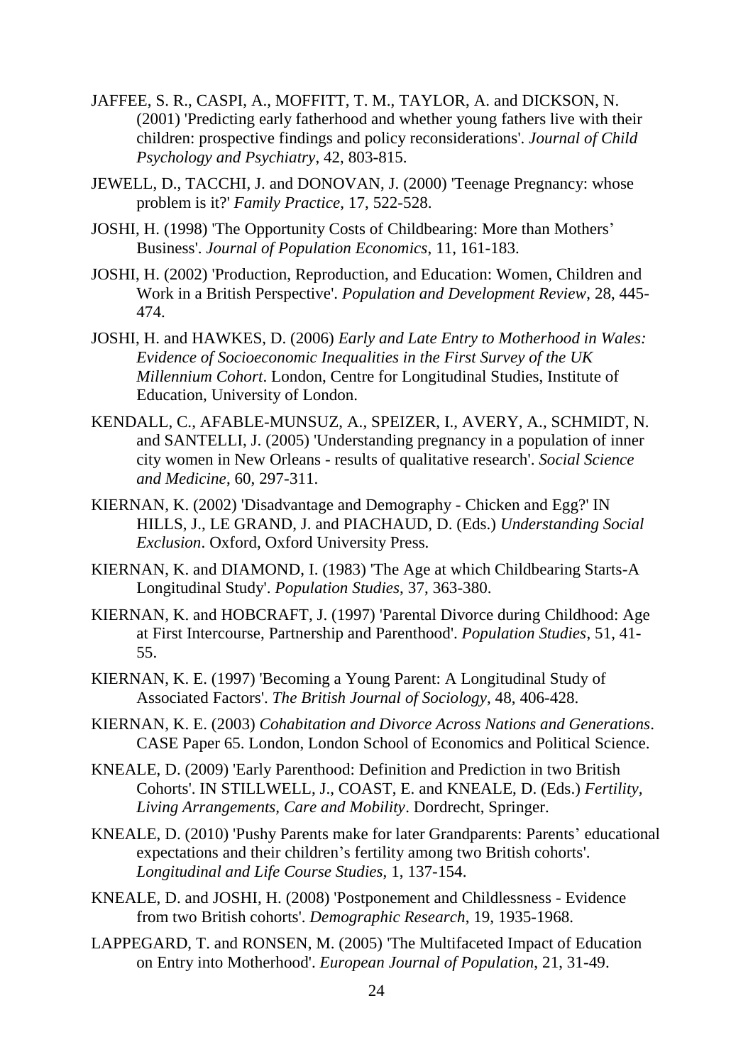JAFFEE, S. R., CASPI, A., MOFFITT, T. M., TAYLOR, A. and DICKSON, N. (2001) 'Predicting early fatherhood and whether young fathers live with their children: prospective findings and policy reconsiderations'. *Journal of Child Psychology and Psychiatry*, 42, 803-815.

JEWELL, D., TACCHI, J. and DONOVAN, J. (2000) 'Teenage Pregnancy: whose problem is it?' *Family Practice*, 17, 522-528.

JOSHI, H. (1998) 'The Opportunity Costs of Childbearing: More than Mothers' Business'. *Journal of Population Economics*, 11, 161-183.

JOSHI, H. (2002) 'Production, Reproduction, and Education: Women, Children and Work in a British Perspective'. *Population and Development Review*, 28, 445-474.

JOSHI, H. and HAWKES, D. (2006) *Early and Late Entry to Motherhood in Wales: Evidence of Socioeconomic Inequalities in the First Survey of the UK Millennium Cohort*. London, Centre for Longitudinal Studies, Institute of Education, University of London.

KENDALL, C., AFABLE-MUNSUZ, A., SPEIZER, I., AVERY, A., SCHMIDT, N. and SANTELLI, J. (2005) 'Understanding pregnancy in a population of inner city women in New Orleans - results of qualitative research'. *Social Science and Medicine*, 60, 297-311.

KIERNAN, K. (2002) 'Disadvantage and Demography - Chicken and Egg?' IN HILLS, J., LE GRAND, J. and PIACHAUD, D. (Eds.) *Understanding Social Exclusion*. Oxford, Oxford University Press.

KIERNAN, K. and DIAMOND, I. (1983) 'The Age at which Childbearing Starts-A Longitudinal Study'. *Population Studies*, 37, 363-380.

KIERNAN, K. and HOBCRAFT, J. (1997) 'Parental Divorce during Childhood: Age at First Intercourse, Partnership and Parenthood'. *Population Studies*, 51, 41-55.

KIERNAN, K. E. (1997) 'Becoming a Young Parent: A Longitudinal Study of Associated Factors'. *The British Journal of Sociology*, 48, 406-428.

KIERNAN, K. E. (2003) *Cohabitation and Divorce Across Nations and Generations*. CASE Paper 65. London, London School of Economics and Political Science.

KNEALE, D. (2009) 'Early Parenthood: Definition and Prediction in two British Cohorts'. IN STILLWELL, J., COAST, E. and KNEALE, D. (Eds.) *Fertility, Living Arrangements, Care and Mobility*. Dordrecht, Springer.

KNEALE, D. (2010) 'Pushy Parents make for later Grandparents: Parents' educational expectations and their children's fertility among two British cohorts'. *Longitudinal and Life Course Studies*, 1, 137-154.

KNEALE, D. and JOSHI, H. (2008) 'Postponement and Childlessness - Evidence from two British cohorts'. *Demographic Research*, 19, 1935-1968.

LAPPEGARD, T. and RONSEN, M. (2005) 'The Multifaceted Impact of Education on Entry into Motherhood'. *European Journal of Population*, 21, 31-49.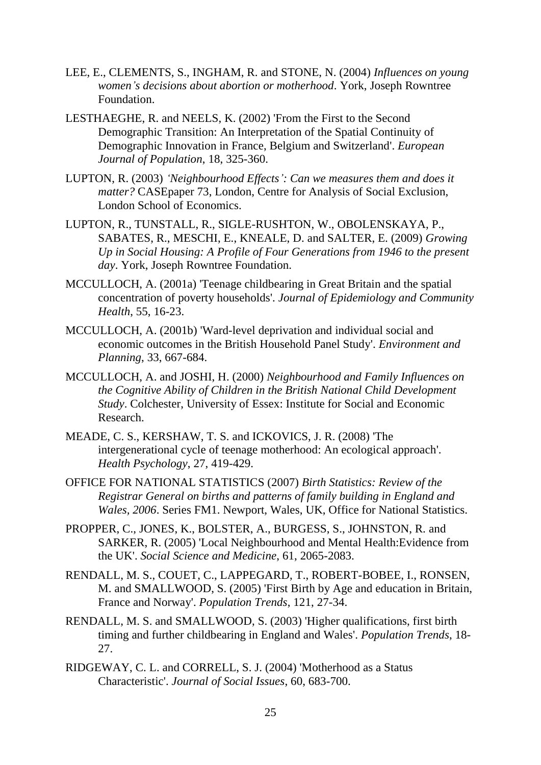LEE, E., CLEMENTS, S., INGHAM, R. and STONE, N. (2004) *Influences on young women's decisions about abortion or motherhood*. York, Joseph Rowntree Foundation.

LESTHAEGHE, R. and NEELS, K. (2002) 'From the First to the Second Demographic Transition: An Interpretation of the Spatial Continuity of Demographic Innovation in France, Belgium and Switzerland'. *European Journal of Population*, 18, 325-360.

LUPTON, R. (2003) *'Neighbourhood Effects': Can we measures them and does it matter?* CASEpaper 73, London, Centre for Analysis of Social Exclusion, London School of Economics.

LUPTON, R., TUNSTALL, R., SIGLE-RUSHTON, W., OBOLENSKAYA, P., SABATES, R., MESCHI, E., KNEALE, D. and SALTER, E. (2009) *Growing Up in Social Housing: A Profile of Four Generations from 1946 to the present day*. York, Joseph Rowntree Foundation.

MCCULLOCH, A. (2001a) 'Teenage childbearing in Great Britain and the spatial concentration of poverty households'. *Journal of Epidemiology and Community Health*, 55, 16-23.

MCCULLOCH, A. (2001b) 'Ward-level deprivation and individual social and economic outcomes in the British Household Panel Study'. *Environment and Planning*, 33, 667-684.

MCCULLOCH, A. and JOSHI, H. (2000) *Neighbourhood and Family Influences on the Cognitive Ability of Children in the British National Child Development Study*. Colchester, University of Essex: Institute for Social and Economic Research.

MEADE, C. S., KERSHAW, T. S. and ICKOVICS, J. R. (2008) 'The intergenerational cycle of teenage motherhood: An ecological approach'. *Health Psychology*, 27, 419-429.

OFFICE FOR NATIONAL STATISTICS (2007) *Birth Statistics: Review of the Registrar General on births and patterns of family building in England and Wales, 2006*. Series FM1. Newport, Wales, UK, Office for National Statistics.

PROPPER, C., JONES, K., BOLSTER, A., BURGESS, S., JOHNSTON, R. and SARKER, R. (2005) 'Local Neighbourhood and Mental Health:Evidence from the UK'. *Social Science and Medicine*, 61, 2065-2083.

RENDALL, M. S., COUET, C., LAPPEGARD, T., ROBERT-BOBEE, I., RONSEN, M. and SMALLWOOD, S. (2005) 'First Birth by Age and education in Britain, France and Norway'. *Population Trends*, 121, 27-34.

RENDALL, M. S. and SMALLWOOD, S. (2003) 'Higher qualifications, first birth timing and further childbearing in England and Wales'. *Population Trends*, 18-27.

RIDGEWAY, C. L. and CORRELL, S. J. (2004) 'Motherhood as a Status Characteristic'. *Journal of Social Issues*, 60, 683-700.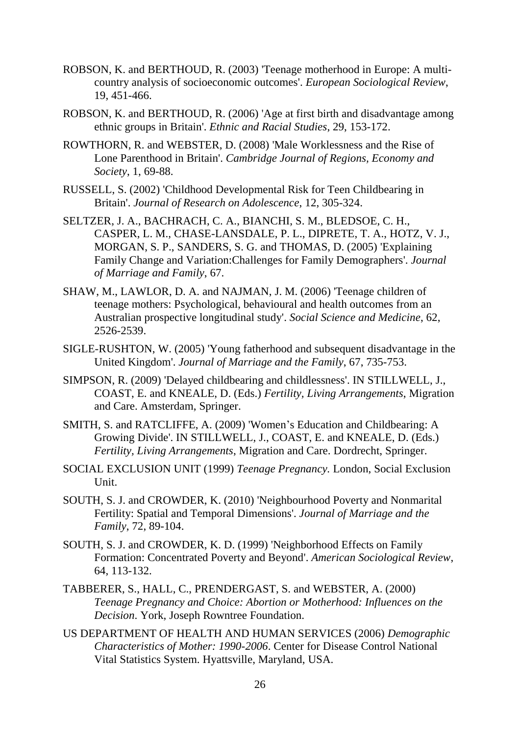ROBSON, K. and BERTHOUD, R. (2003) 'Teenage motherhood in Europe: A multi-country analysis of socioeconomic outcomes'. *European Sociological Review*, 19, 451-466.

ROBSON, K. and BERTHOUD, R. (2006) 'Age at first birth and disadvantage among ethnic groups in Britain'. *Ethnic and Racial Studies*, 29, 153-172.

ROWTHORN, R. and WEBSTER, D. (2008) 'Male Worklessness and the Rise of Lone Parenthood in Britain'. *Cambridge Journal of Regions, Economy and Society*, 1, 69-88.

RUSSELL, S. (2002) 'Childhood Developmental Risk for Teen Childbearing in Britain'. *Journal of Research on Adolescence*, 12, 305-324.

SELTZER, J. A., BACHRACH, C. A., BIANCHI, S. M., BLEDSOE, C. H., CASPER, L. M., CHASE-LANSDALE, P. L., DIPRETE, T. A., HOTZ, V. J., MORGAN, S. P., SANDERS, S. G. and THOMAS, D. (2005) 'Explaining Family Change and Variation:Challenges for Family Demographers'. *Journal of Marriage and Family*, 67.

SHAW, M., LAWLOR, D. A. and NAJMAN, J. M. (2006) 'Teenage children of teenage mothers: Psychological, behavioural and health outcomes from an Australian prospective longitudinal study'. *Social Science and Medicine*, 62, 2526-2539.

SIGLE-RUSHTON, W. (2005) 'Young fatherhood and subsequent disadvantage in the United Kingdom'. *Journal of Marriage and the Family*, 67, 735-753.

SIMPSON, R. (2009) 'Delayed childbearing and childlessness'. IN STILLWELL, J., COAST, E. and KNEALE, D. (Eds.) *Fertility, Living Arrangements*, Migration and Care. Amsterdam, Springer.

SMITH, S. and RATCLIFFE, A. (2009) 'Women's Education and Childbearing: A Growing Divide'. IN STILLWELL, J., COAST, E. and KNEALE, D. (Eds.) *Fertility, Living Arrangements*, Migration and Care. Dordrecht, Springer.

SOCIAL EXCLUSION UNIT (1999) *Teenage Pregnancy.* London, Social Exclusion Unit.

SOUTH, S. J. and CROWDER, K. (2010) 'Neighbourhood Poverty and Nonmarital Fertility: Spatial and Temporal Dimensions'. *Journal of Marriage and the Family*, 72, 89-104.

SOUTH, S. J. and CROWDER, K. D. (1999) 'Neighborhood Effects on Family Formation: Concentrated Poverty and Beyond'. *American Sociological Review*, 64, 113-132.

TABBERER, S., HALL, C., PRENDERGAST, S. and WEBSTER, A. (2000) *Teenage Pregnancy and Choice: Abortion or Motherhood: Influences on the Decision*. York, Joseph Rowntree Foundation.

US DEPARTMENT OF HEALTH AND HUMAN SERVICES (2006) *Demographic Characteristics of Mother: 1990-2006*. Center for Disease Control National Vital Statistics System. Hyattsville, Maryland, USA.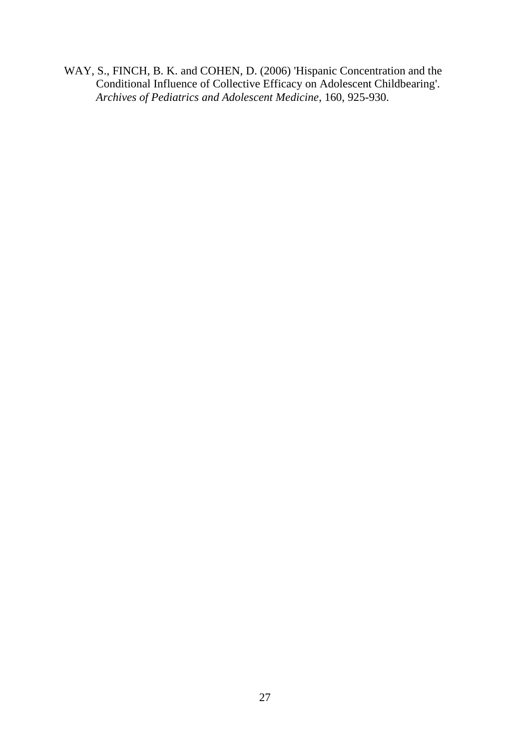WAY, S., FINCH, B. K. and COHEN, D. (2006) 'Hispanic Concentration and the Conditional Influence of Collective Efficacy on Adolescent Childbearing'. *Archives of Pediatrics and Adolescent Medicine*, 160, 925-930.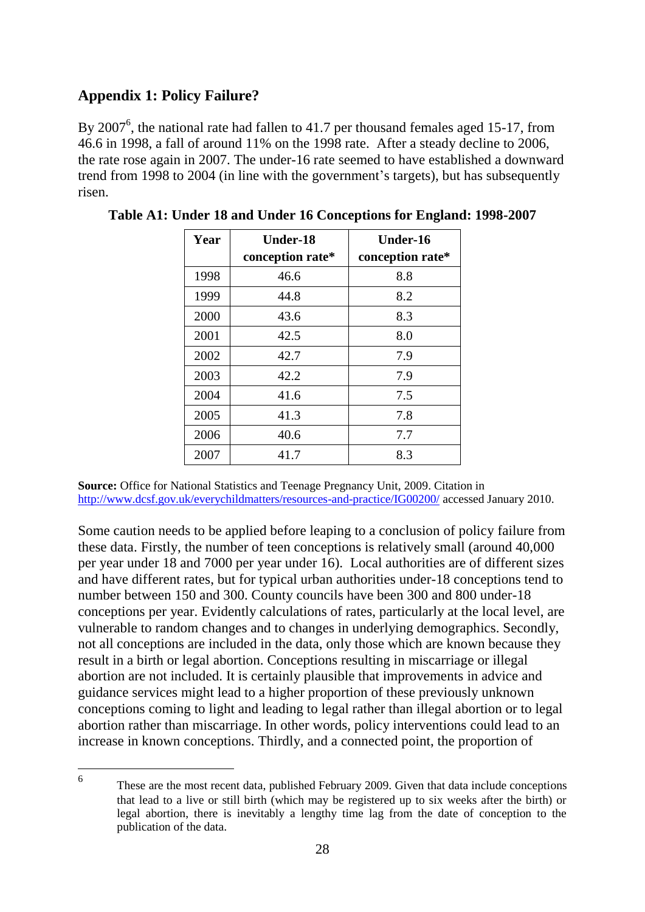## Appendix 1: Policy Failure?

By 2007[6], the national rate had fallen to 41.7 per thousand females aged 15-17, from 46.6 in 1998, a fall of around 11% on the 1998 rate. After a steady decline to 2006, the rate rose again in 2007. The under-16 rate seemed to have established a downward trend from 1998 to 2004 (in line with the government's targets), but has subsequently risen.

**Table A1: Under 18 and Under 16 Conceptions for England: 1998-2007**

| Year | Under-18 conception rate* | Under-16 conception rate* |
|---|---|---|
| 1998 | 46.6 | 8.8 |
| 1999 | 44.8 | 8.2 |
| 2000 | 43.6 | 8.3 |
| 2001 | 42.5 | 8.0 |
| 2002 | 42.7 | 7.9 |
| 2003 | 42.2 | 7.9 |
| 2004 | 41.6 | 7.5 |
| 2005 | 41.3 | 7.8 |
| 2006 | 40.6 | 7.7 |
| 2007 | 41.7 | 8.3 |

**Source:** Office for National Statistics and Teenage Pregnancy Unit, 2009. Citation in http://www.dcsf.gov.uk/everychildmatters/resources-and-practice/IG00200/ accessed January 2010.

Some caution needs to be applied before leaping to a conclusion of policy failure from these data. Firstly, the number of teen conceptions is relatively small (around 40,000 per year under 18 and 7000 per year under 16). Local authorities are of different sizes and have different rates, but for typical urban authorities under-18 conceptions tend to number between 150 and 300. County councils have been 300 and 800 under-18 conceptions per year. Evidently calculations of rates, particularly at the local level, are vulnerable to random changes and to changes in underlying demographics. Secondly, not all conceptions are included in the data, only those which are known because they result in a birth or legal abortion. Conceptions resulting in miscarriage or illegal abortion are not included. It is certainly plausible that improvements in advice and guidance services might lead to a higher proportion of these previously unknown conceptions coming to light and leading to legal rather than illegal abortion or to legal abortion rather than miscarriage. In other words, policy interventions could lead to an increase in known conceptions. Thirdly, and a connected point, the proportion of

[6] These are the most recent data, published February 2009. Given that data include conceptions that lead to a live or still birth (which may be registered up to six weeks after the birth) or legal abortion, there is inevitably a lengthy time lag from the date of conception to the publication of the data.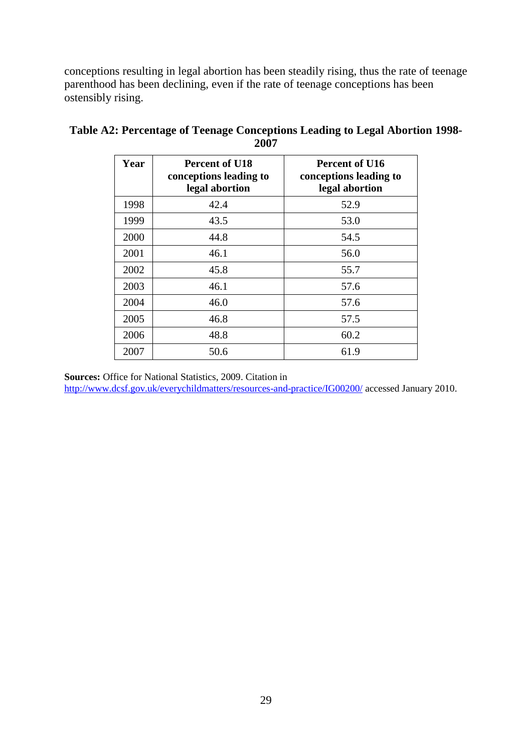conceptions resulting in legal abortion has been steadily rising, thus the rate of teenage parenthood has been declining, even if the rate of teenage conceptions has been ostensibly rising.

**Table A2: Percentage of Teenage Conceptions Leading to Legal Abortion 1998-2007**

| Year | Percent of U18 conceptions leading to legal abortion | Percent of U16 conceptions leading to legal abortion |
|---|---|---|
| 1998 | 42.4 | 52.9 |
| 1999 | 43.5 | 53.0 |
| 2000 | 44.8 | 54.5 |
| 2001 | 46.1 | 56.0 |
| 2002 | 45.8 | 55.7 |
| 2003 | 46.1 | 57.6 |
| 2004 | 46.0 | 57.6 |
| 2005 | 46.8 | 57.5 |
| 2006 | 48.8 | 60.2 |
| 2007 | 50.6 | 61.9 |

**Sources:** Office for National Statistics, 2009. Citation in http://www.dcsf.gov.uk/everychildmatters/resources-and-practice/IG00200/ accessed January 2010.